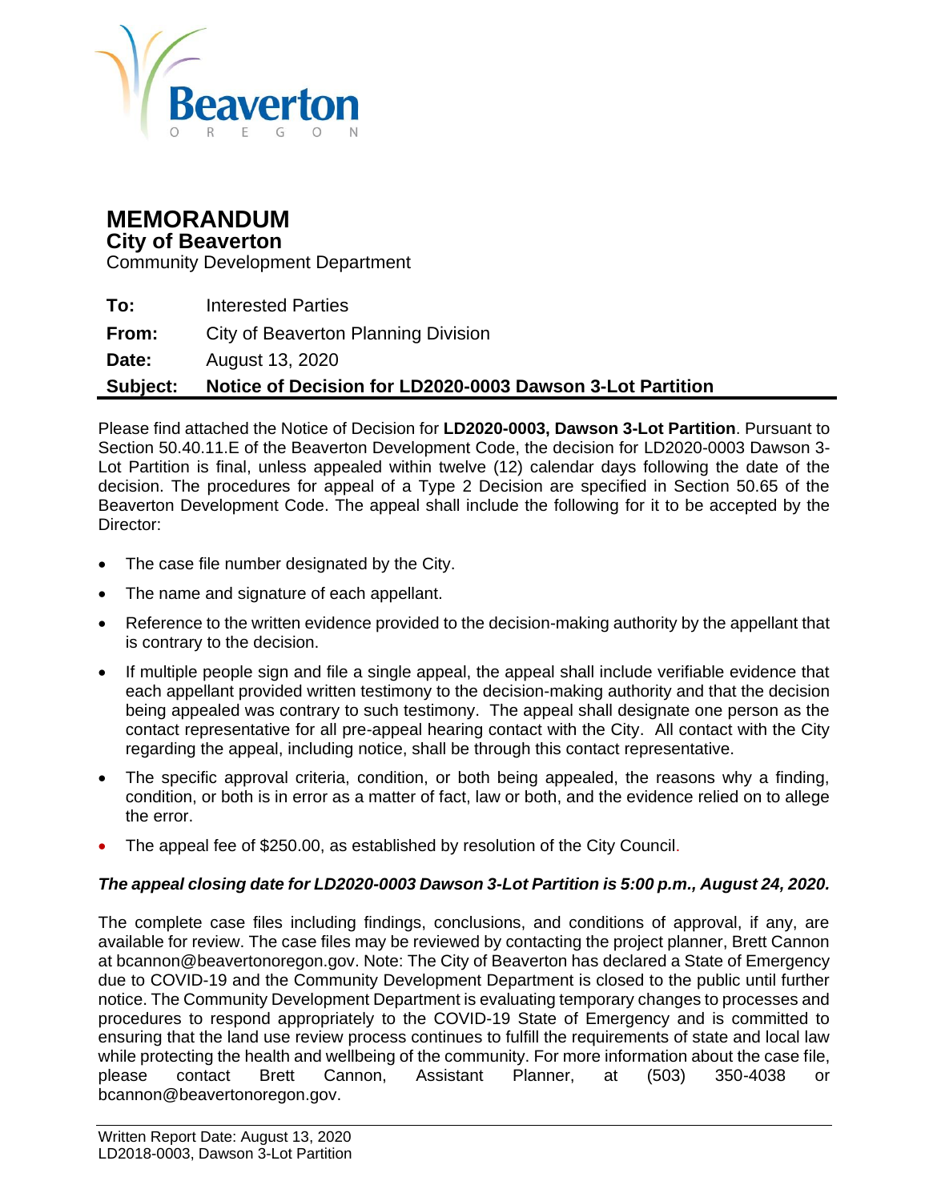Beaverton
OREGON

# MEMORANDUM

## City of Beaverton

Community Development Department

| | |
|---|---|
| **To:** | Interested Parties |
| **From:** | City of Beaverton Planning Division |
| **Date:** | August 13, 2020 |
| **Subject:** | **Notice of Decision for LD2020-0003 Dawson 3-Lot Partition** |

Please find attached the Notice of Decision for **LD2020-0003, Dawson 3-Lot Partition**. Pursuant to Section 50.40.11.E of the Beaverton Development Code, the decision for LD2020-0003 Dawson 3-Lot Partition is final, unless appealed within twelve (12) calendar days following the date of the decision. The procedures for appeal of a Type 2 Decision are specified in Section 50.65 of the Beaverton Development Code. The appeal shall include the following for it to be accepted by the Director:

- The case file number designated by the City.
- The name and signature of each appellant.
- Reference to the written evidence provided to the decision-making authority by the appellant that is contrary to the decision.
- If multiple people sign and file a single appeal, the appeal shall include verifiable evidence that each appellant provided written testimony to the decision-making authority and that the decision being appealed was contrary to such testimony. The appeal shall designate one person as the contact representative for all pre-appeal hearing contact with the City. All contact with the City regarding the appeal, including notice, shall be through this contact representative.
- The specific approval criteria, condition, or both being appealed, the reasons why a finding, condition, or both is in error as a matter of fact, law or both, and the evidence relied on to allege the error.
- The appeal fee of $250.00, as established by resolution of the City Council.

***The appeal closing date for LD2020-0003 Dawson 3-Lot Partition is 5:00 p.m., August 24, 2020.***

The complete case files including findings, conclusions, and conditions of approval, if any, are available for review. The case files may be reviewed by contacting the project planner, Brett Cannon at bcannon@beavertonoregon.gov. Note: The City of Beaverton has declared a State of Emergency due to COVID-19 and the Community Development Department is closed to the public until further notice. The Community Development Department is evaluating temporary changes to processes and procedures to respond appropriately to the COVID-19 State of Emergency and is committed to ensuring that the land use review process continues to fulfill the requirements of state and local law while protecting the health and wellbeing of the community. For more information about the case file, please contact Brett Cannon, Assistant Planner, at (503) 350-4038 or bcannon@beavertonoregon.gov.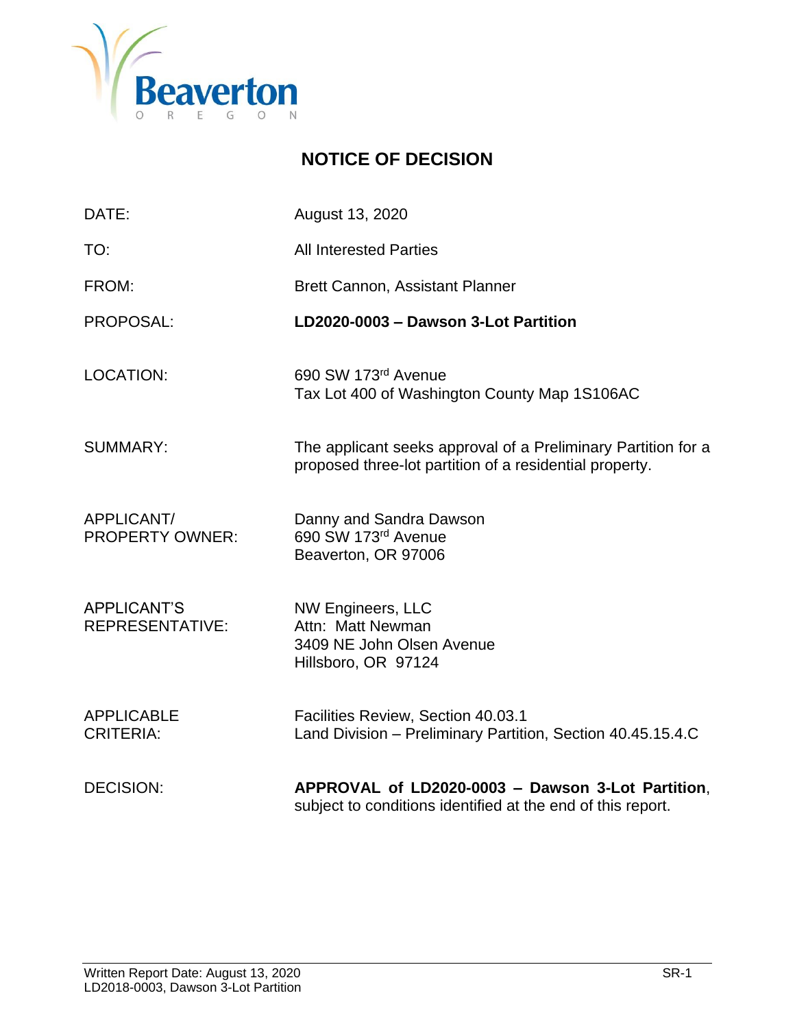# NOTICE OF DECISION

| | |
|---|---|
| DATE: | August 13, 2020 |
| TO: | All Interested Parties |
| FROM: | Brett Cannon, Assistant Planner |
| PROPOSAL: | **LD2020-0003 – Dawson 3-Lot Partition** |
| LOCATION: | 690 SW 173rd Avenue<br>Tax Lot 400 of Washington County Map 1S106AC |
| SUMMARY: | The applicant seeks approval of a Preliminary Partition for a proposed three-lot partition of a residential property. |
| APPLICANT/ PROPERTY OWNER: | Danny and Sandra Dawson<br>690 SW 173rd Avenue<br>Beaverton, OR 97006 |
| APPLICANT'S REPRESENTATIVE: | NW Engineers, LLC<br>Attn: Matt Newman<br>3409 NE John Olsen Avenue<br>Hillsboro, OR 97124 |
| APPLICABLE CRITERIA: | Facilities Review, Section 40.03.1<br>Land Division – Preliminary Partition, Section 40.45.15.4.C |
| DECISION: | **APPROVAL of LD2020-0003 – Dawson 3-Lot Partition**, subject to conditions identified at the end of this report. |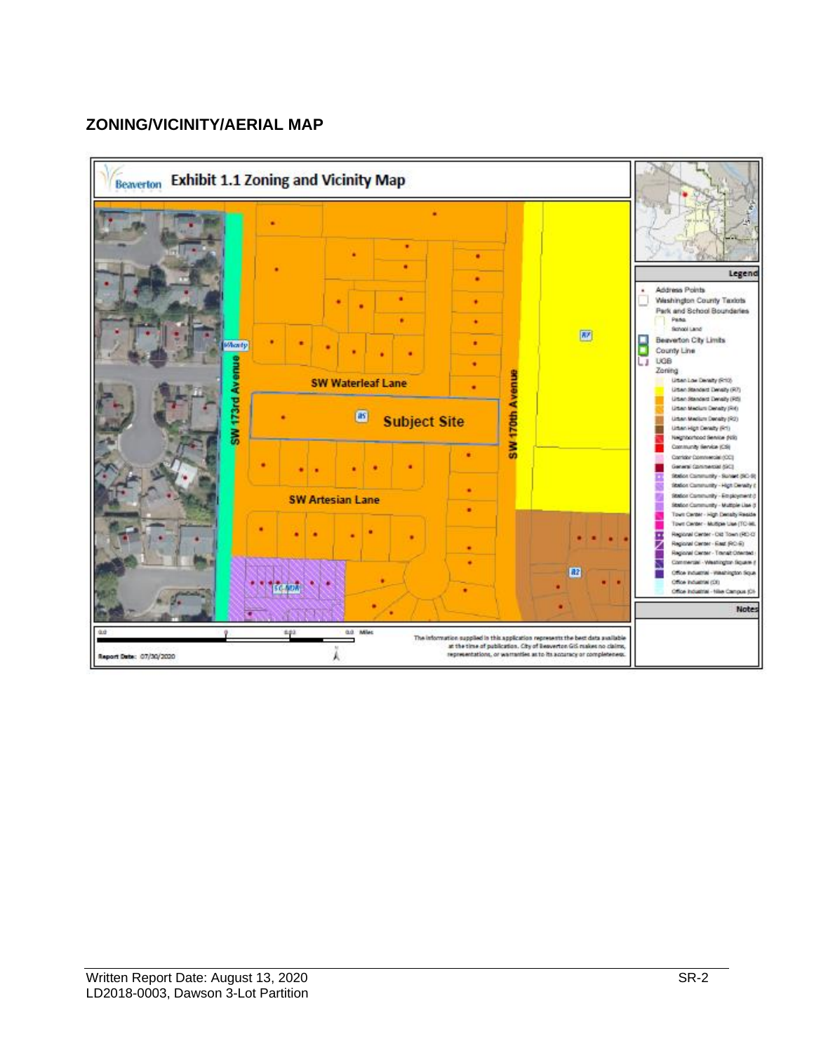## ZONING/VICINITY/AERIAL MAP

**Exhibit 1.1 Zoning and Vicinity Map**

SW 173rd Avenue

SW Waterleaf Lane

Subject Site

SW 170th Avenue

SW Artesian Lane

R5

R7

R2

SC-MDR

Washington County

**Legend**

- Address Points
- Washington County Taxlots
- Park and School Boundaries
  - Parks
  - School Land
- Beaverton City Limits
- County Line
- UGB
- Zoning
  - Urban Low Density (R10)
  - Urban Standard Density (R7)
  - Urban Standard Density (R5)
  - Urban Medium Density (R4)
  - Urban Medium Density (R2)
  - Urban High Density (R1)
  - Neighborhood Service (NS)
  - Community Service (CS)
  - Corridor Commercial (CC)
  - General Commercial (GC)
  - Station Community - Sunset (SC-S)
  - Station Community - High Density (
  - Station Community - Employment (
  - Station Community - Multiple Use (
  - Town Center - High Density Reside
  - Town Center - Multiple Use (TC-MU
  - Regional Center - Old Town (RC-O
  - Regional Center - East (RC-E)
  - Regional Center - Transit Oriented (
  - Commercial - Washington Square (
  - Office Industrial - Washington Squa
  - Office Industrial (OI)
  - Office Industrial - Nike Campus (OI-

**Notes**

0.0 0.02 0.0 Miles

Report Date: 07/30/2020

The information supplied in this application represents the best data available at the time of publication. City of Beaverton GIS makes no claims, representations, or warranties as to its accuracy or completeness.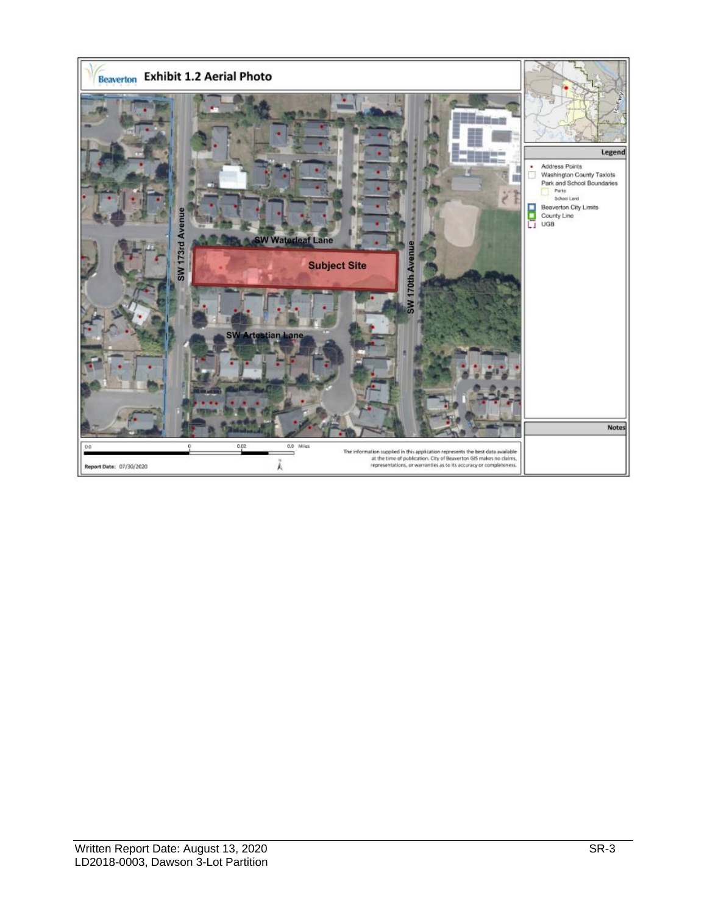Beaverton **Exhibit 1.2 Aerial Photo**

SW 173rd Avenue

SW Waterleaf Lane

Subject Site

SW 170th Avenue

SW Artestian Lane

**Legend**

- Address Points
- Washington County Taxlots
- Park and School Boundaries
  - Parks
  - School Land
- Beaverton City Limits
- County Line
- UGB

**Notes**

0.0 0 0.02 0.0 Miles

The information supplied in this application represents the best data available at the time of publication. City of Beaverton GIS makes no claims, representations, or warranties as to its accuracy or completeness.

**Report Date:** 07/30/2020

Written Report Date: August 13, 2020
LD2018-0003, Dawson 3-Lot Partition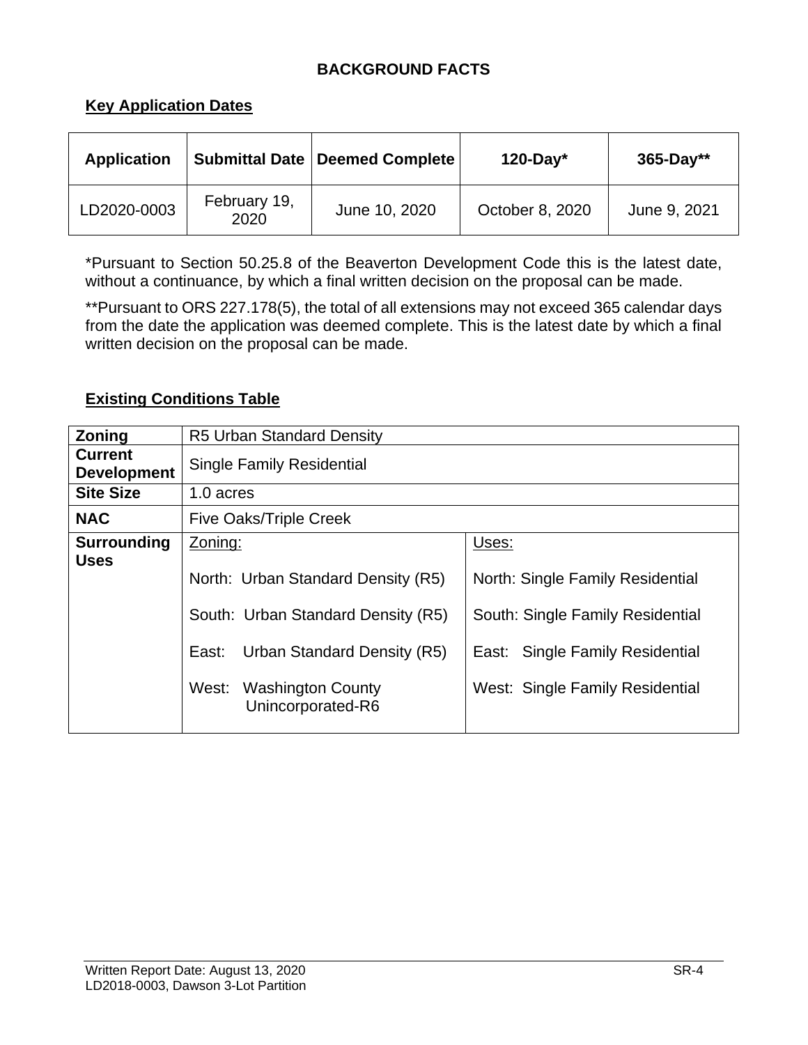# BACKGROUND FACTS

## Key Application Dates

| Application | Submittal Date | Deemed Complete | 120-Day* | 365-Day** |
|---|---|---|---|---|
| LD2020-0003 | February 19, 2020 | June 10, 2020 | October 8, 2020 | June 9, 2021 |

*Pursuant to Section 50.25.8 of the Beaverton Development Code this is the latest date, without a continuance, by which a final written decision on the proposal can be made.

**Pursuant to ORS 227.178(5), the total of all extensions may not exceed 365 calendar days from the date the application was deemed complete. This is the latest date by which a final written decision on the proposal can be made.

## Existing Conditions Table

| **Zoning** | R5 Urban Standard Density | |
|---|---|---|
| **Current Development** | Single Family Residential | |
| **Site Size** | 1.0 acres | |
| **NAC** | Five Oaks/Triple Creek | |
| **Surrounding Uses** | Zoning:<br>North: Urban Standard Density (R5)<br>South: Urban Standard Density (R5)<br>East: Urban Standard Density (R5)<br>West: Washington County Unincorporated-R6 | Uses:<br>North: Single Family Residential<br>South: Single Family Residential<br>East: Single Family Residential<br>West: Single Family Residential |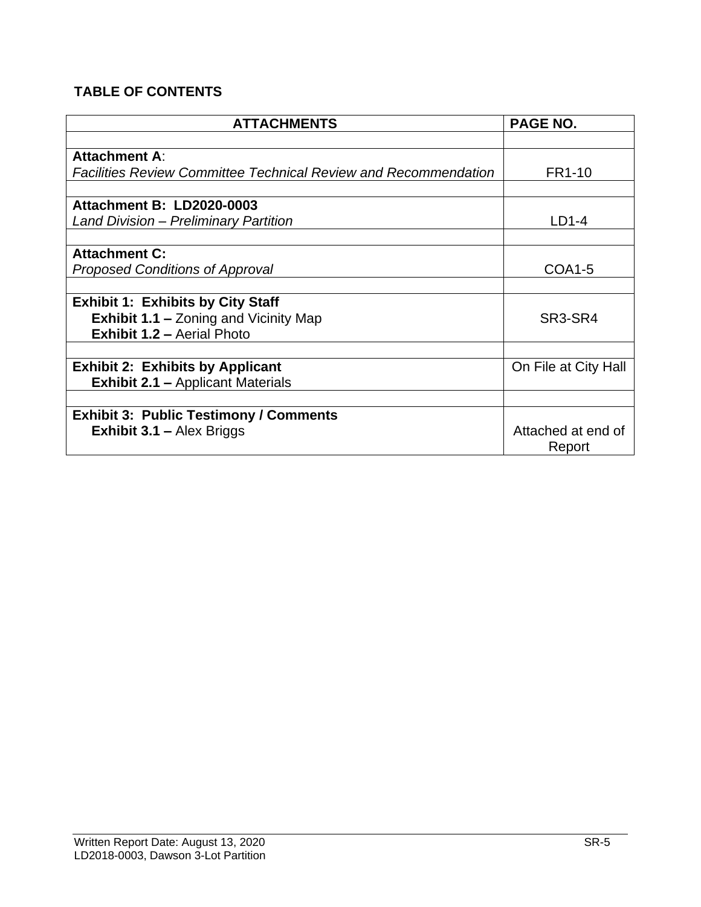## TABLE OF CONTENTS

| ATTACHMENTS | PAGE NO. |
|---|---|
| | |
| **Attachment A**:<br>*Facilities Review Committee Technical Review and Recommendation* | FR1-10 |
| | |
| **Attachment B: LD2020-0003**<br>*Land Division – Preliminary Partition* | LD1-4 |
| | |
| **Attachment C:**<br>*Proposed Conditions of Approval* | COA1-5 |
| | |
| **Exhibit 1: Exhibits by City Staff**<br>**Exhibit 1.1 –** Zoning and Vicinity Map<br>**Exhibit 1.2 –** Aerial Photo | SR3-SR4 |
| | |
| **Exhibit 2: Exhibits by Applicant**<br>**Exhibit 2.1 –** Applicant Materials | On File at City Hall |
| | |
| **Exhibit 3: Public Testimony / Comments**<br>**Exhibit 3.1 –** Alex Briggs | Attached at end of Report |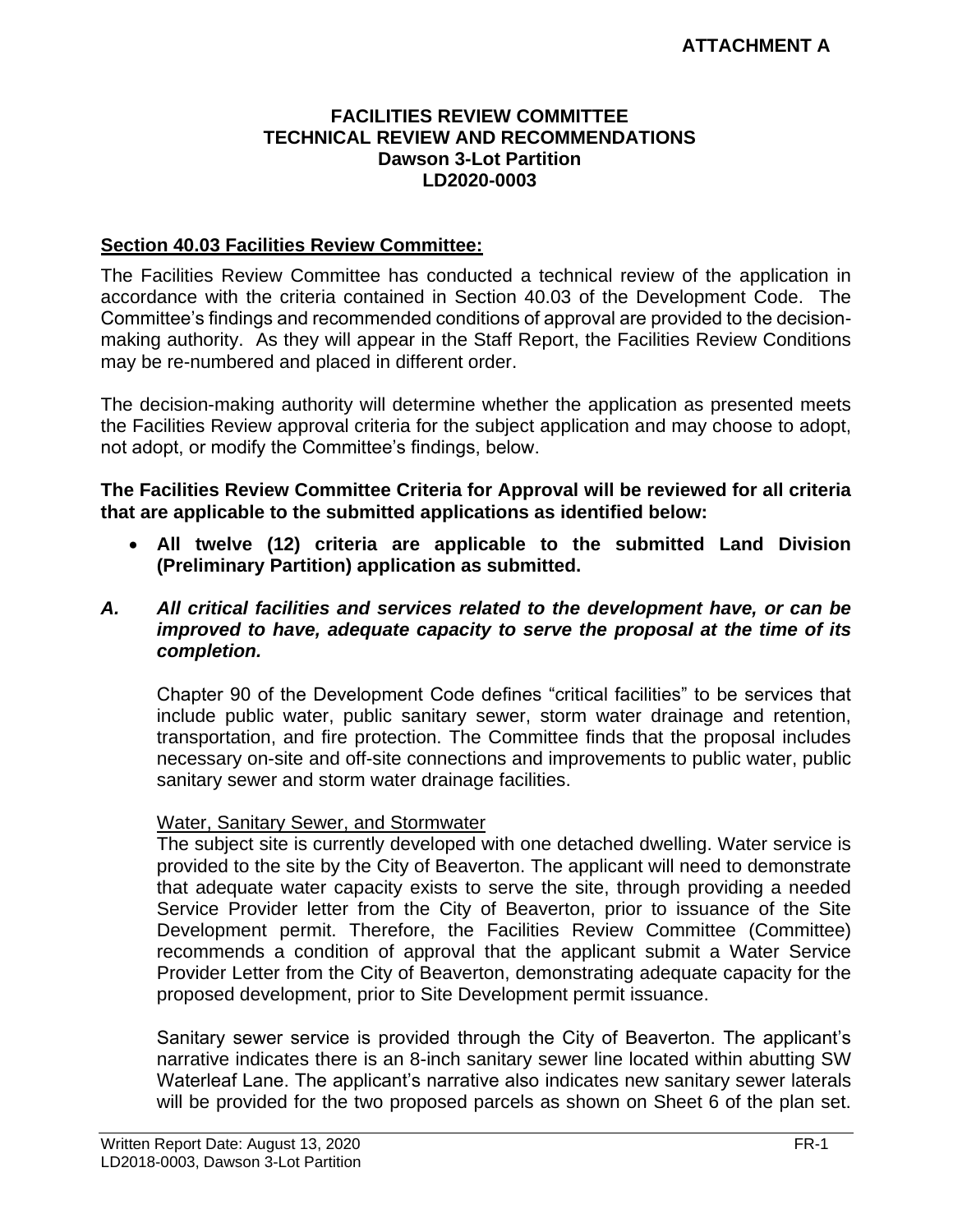**ATTACHMENT A**

**FACILITIES REVIEW COMMITTEE**
**TECHNICAL REVIEW AND RECOMMENDATIONS**
**Dawson 3-Lot Partition**
**LD2020-0003**

**Section 40.03 Facilities Review Committee:**

The Facilities Review Committee has conducted a technical review of the application in accordance with the criteria contained in Section 40.03 of the Development Code. The Committee's findings and recommended conditions of approval are provided to the decision-making authority. As they will appear in the Staff Report, the Facilities Review Conditions may be re-numbered and placed in different order.

The decision-making authority will determine whether the application as presented meets the Facilities Review approval criteria for the subject application and may choose to adopt, not adopt, or modify the Committee's findings, below.

**The Facilities Review Committee Criteria for Approval will be reviewed for all criteria that are applicable to the submitted applications as identified below:**

- **All twelve (12) criteria are applicable to the submitted Land Division (Preliminary Partition) application as submitted.**

***A. All critical facilities and services related to the development have, or can be improved to have, adequate capacity to serve the proposal at the time of its completion.***

Chapter 90 of the Development Code defines "critical facilities" to be services that include public water, public sanitary sewer, storm water drainage and retention, transportation, and fire protection. The Committee finds that the proposal includes necessary on-site and off-site connections and improvements to public water, public sanitary sewer and storm water drainage facilities.

Water, Sanitary Sewer, and Stormwater

The subject site is currently developed with one detached dwelling. Water service is provided to the site by the City of Beaverton. The applicant will need to demonstrate that adequate water capacity exists to serve the site, through providing a needed Service Provider letter from the City of Beaverton, prior to issuance of the Site Development permit. Therefore, the Facilities Review Committee (Committee) recommends a condition of approval that the applicant submit a Water Service Provider Letter from the City of Beaverton, demonstrating adequate capacity for the proposed development, prior to Site Development permit issuance.

Sanitary sewer service is provided through the City of Beaverton. The applicant's narrative indicates there is an 8-inch sanitary sewer line located within abutting SW Waterleaf Lane. The applicant's narrative also indicates new sanitary sewer laterals will be provided for the two proposed parcels as shown on Sheet 6 of the plan set.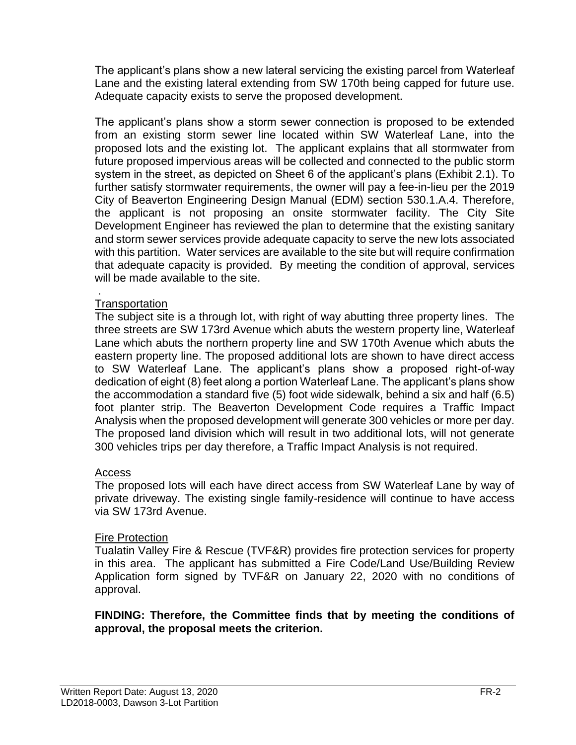The applicant's plans show a new lateral servicing the existing parcel from Waterleaf Lane and the existing lateral extending from SW 170th being capped for future use. Adequate capacity exists to serve the proposed development.

The applicant's plans show a storm sewer connection is proposed to be extended from an existing storm sewer line located within SW Waterleaf Lane, into the proposed lots and the existing lot. The applicant explains that all stormwater from future proposed impervious areas will be collected and connected to the public storm system in the street, as depicted on Sheet 6 of the applicant's plans (Exhibit 2.1). To further satisfy stormwater requirements, the owner will pay a fee-in-lieu per the 2019 City of Beaverton Engineering Design Manual (EDM) section 530.1.A.4. Therefore, the applicant is not proposing an onsite stormwater facility. The City Site Development Engineer has reviewed the plan to determine that the existing sanitary and storm sewer services provide adequate capacity to serve the new lots associated with this partition. Water services are available to the site but will require confirmation that adequate capacity is provided. By meeting the condition of approval, services will be made available to the site.

.

<u>Transportation</u>

The subject site is a through lot, with right of way abutting three property lines. The three streets are SW 173rd Avenue which abuts the western property line, Waterleaf Lane which abuts the northern property line and SW 170th Avenue which abuts the eastern property line. The proposed additional lots are shown to have direct access to SW Waterleaf Lane. The applicant's plans show a proposed right-of-way dedication of eight (8) feet along a portion Waterleaf Lane. The applicant's plans show the accommodation a standard five (5) foot wide sidewalk, behind a six and half (6.5) foot planter strip. The Beaverton Development Code requires a Traffic Impact Analysis when the proposed development will generate 300 vehicles or more per day. The proposed land division which will result in two additional lots, will not generate 300 vehicles trips per day therefore, a Traffic Impact Analysis is not required.

<u>Access</u>

The proposed lots will each have direct access from SW Waterleaf Lane by way of private driveway. The existing single family-residence will continue to have access via SW 173rd Avenue.

<u>Fire Protection</u>

Tualatin Valley Fire & Rescue (TVF&R) provides fire protection services for property in this area. The applicant has submitted a Fire Code/Land Use/Building Review Application form signed by TVF&R on January 22, 2020 with no conditions of approval.

**FINDING: Therefore, the Committee finds that by meeting the conditions of approval, the proposal meets the criterion.**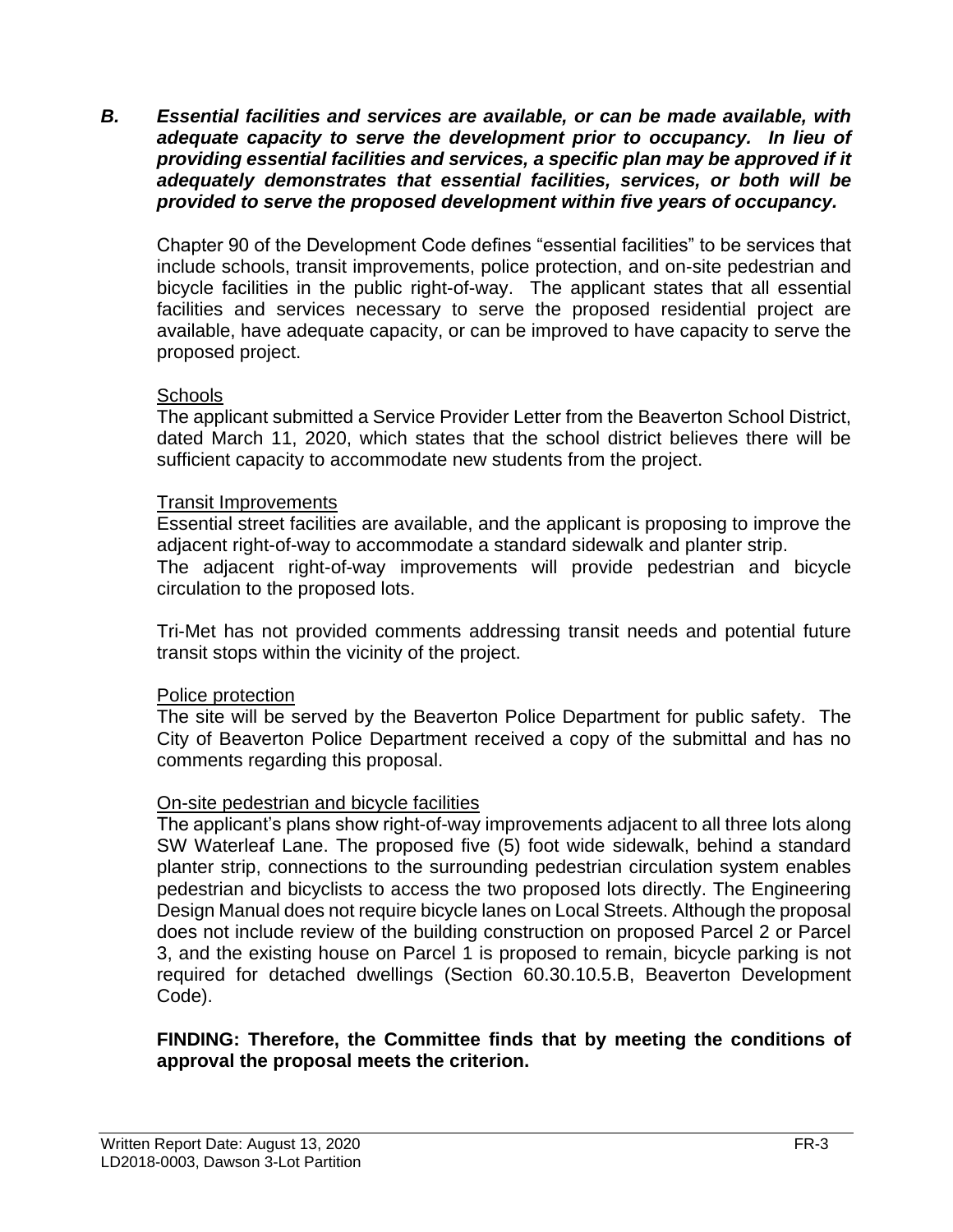***B. Essential facilities and services are available, or can be made available, with adequate capacity to serve the development prior to occupancy. In lieu of providing essential facilities and services, a specific plan may be approved if it adequately demonstrates that essential facilities, services, or both will be provided to serve the proposed development within five years of occupancy.***

Chapter 90 of the Development Code defines "essential facilities" to be services that include schools, transit improvements, police protection, and on-site pedestrian and bicycle facilities in the public right-of-way. The applicant states that all essential facilities and services necessary to serve the proposed residential project are available, have adequate capacity, or can be improved to have capacity to serve the proposed project.

<u>Schools</u>
The applicant submitted a Service Provider Letter from the Beaverton School District, dated March 11, 2020, which states that the school district believes there will be sufficient capacity to accommodate new students from the project.

<u>Transit Improvements</u>
Essential street facilities are available, and the applicant is proposing to improve the adjacent right-of-way to accommodate a standard sidewalk and planter strip.
The adjacent right-of-way improvements will provide pedestrian and bicycle circulation to the proposed lots.

Tri-Met has not provided comments addressing transit needs and potential future transit stops within the vicinity of the project.

<u>Police protection</u>
The site will be served by the Beaverton Police Department for public safety. The City of Beaverton Police Department received a copy of the submittal and has no comments regarding this proposal.

<u>On-site pedestrian and bicycle facilities</u>
The applicant's plans show right-of-way improvements adjacent to all three lots along SW Waterleaf Lane. The proposed five (5) foot wide sidewalk, behind a standard planter strip, connections to the surrounding pedestrian circulation system enables pedestrian and bicyclists to access the two proposed lots directly. The Engineering Design Manual does not require bicycle lanes on Local Streets. Although the proposal does not include review of the building construction on proposed Parcel 2 or Parcel 3, and the existing house on Parcel 1 is proposed to remain, bicycle parking is not required for detached dwellings (Section 60.30.10.5.B, Beaverton Development Code).

**FINDING: Therefore, the Committee finds that by meeting the conditions of approval the proposal meets the criterion.**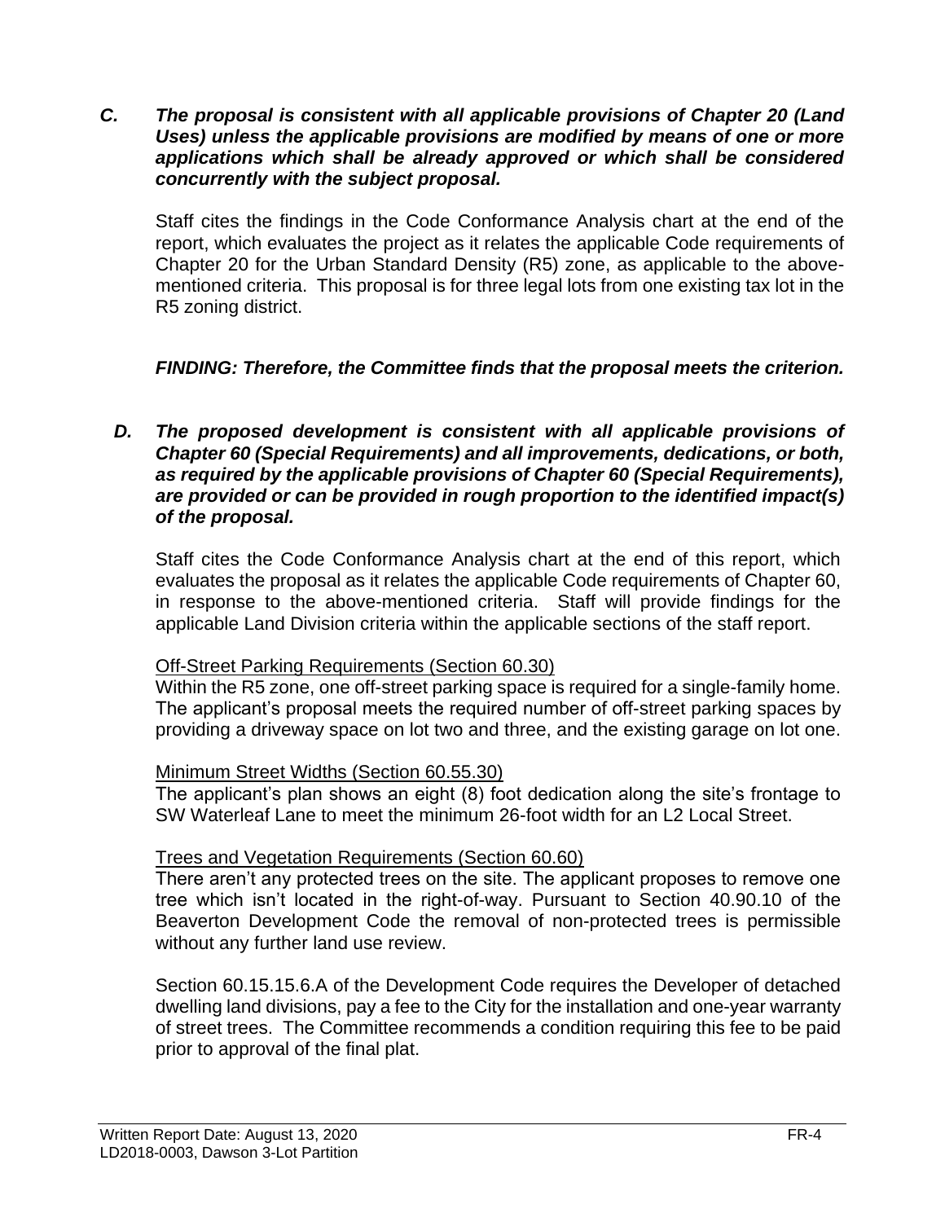***C. The proposal is consistent with all applicable provisions of Chapter 20 (Land Uses) unless the applicable provisions are modified by means of one or more applications which shall be already approved or which shall be considered concurrently with the subject proposal.***

Staff cites the findings in the Code Conformance Analysis chart at the end of the report, which evaluates the project as it relates the applicable Code requirements of Chapter 20 for the Urban Standard Density (R5) zone, as applicable to the above-mentioned criteria. This proposal is for three legal lots from one existing tax lot in the R5 zoning district.

***FINDING: Therefore, the Committee finds that the proposal meets the criterion.***

***D. The proposed development is consistent with all applicable provisions of Chapter 60 (Special Requirements) and all improvements, dedications, or both, as required by the applicable provisions of Chapter 60 (Special Requirements), are provided or can be provided in rough proportion to the identified impact(s) of the proposal.***

Staff cites the Code Conformance Analysis chart at the end of this report, which evaluates the proposal as it relates the applicable Code requirements of Chapter 60, in response to the above-mentioned criteria. Staff will provide findings for the applicable Land Division criteria within the applicable sections of the staff report.

<u>Off-Street Parking Requirements (Section 60.30)</u>
Within the R5 zone, one off-street parking space is required for a single-family home. The applicant's proposal meets the required number of off-street parking spaces by providing a driveway space on lot two and three, and the existing garage on lot one.

<u>Minimum Street Widths (Section 60.55.30)</u>
The applicant's plan shows an eight (8) foot dedication along the site's frontage to SW Waterleaf Lane to meet the minimum 26-foot width for an L2 Local Street.

<u>Trees and Vegetation Requirements (Section 60.60)</u>
There aren't any protected trees on the site. The applicant proposes to remove one tree which isn't located in the right-of-way. Pursuant to Section 40.90.10 of the Beaverton Development Code the removal of non-protected trees is permissible without any further land use review.

Section 60.15.15.6.A of the Development Code requires the Developer of detached dwelling land divisions, pay a fee to the City for the installation and one-year warranty of street trees. The Committee recommends a condition requiring this fee to be paid prior to approval of the final plat.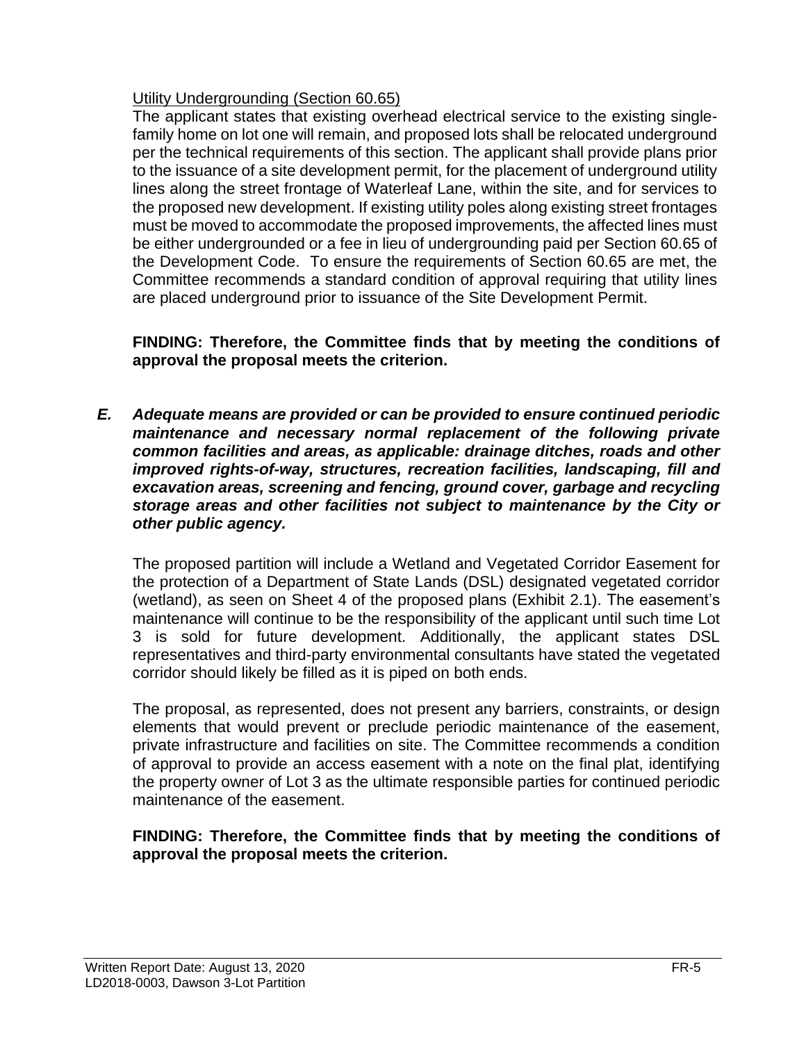Utility Undergrounding (Section 60.65)

The applicant states that existing overhead electrical service to the existing single-family home on lot one will remain, and proposed lots shall be relocated underground per the technical requirements of this section. The applicant shall provide plans prior to the issuance of a site development permit, for the placement of underground utility lines along the street frontage of Waterleaf Lane, within the site, and for services to the proposed new development. If existing utility poles along existing street frontages must be moved to accommodate the proposed improvements, the affected lines must be either undergrounded or a fee in lieu of undergrounding paid per Section 60.65 of the Development Code. To ensure the requirements of Section 60.65 are met, the Committee recommends a standard condition of approval requiring that utility lines are placed underground prior to issuance of the Site Development Permit.

**FINDING: Therefore, the Committee finds that by meeting the conditions of approval the proposal meets the criterion.**

***E. Adequate means are provided or can be provided to ensure continued periodic maintenance and necessary normal replacement of the following private common facilities and areas, as applicable: drainage ditches, roads and other improved rights-of-way, structures, recreation facilities, landscaping, fill and excavation areas, screening and fencing, ground cover, garbage and recycling storage areas and other facilities not subject to maintenance by the City or other public agency.***

The proposed partition will include a Wetland and Vegetated Corridor Easement for the protection of a Department of State Lands (DSL) designated vegetated corridor (wetland), as seen on Sheet 4 of the proposed plans (Exhibit 2.1). The easement's maintenance will continue to be the responsibility of the applicant until such time Lot 3 is sold for future development. Additionally, the applicant states DSL representatives and third-party environmental consultants have stated the vegetated corridor should likely be filled as it is piped on both ends.

The proposal, as represented, does not present any barriers, constraints, or design elements that would prevent or preclude periodic maintenance of the easement, private infrastructure and facilities on site. The Committee recommends a condition of approval to provide an access easement with a note on the final plat, identifying the property owner of Lot 3 as the ultimate responsible parties for continued periodic maintenance of the easement.

**FINDING: Therefore, the Committee finds that by meeting the conditions of approval the proposal meets the criterion.**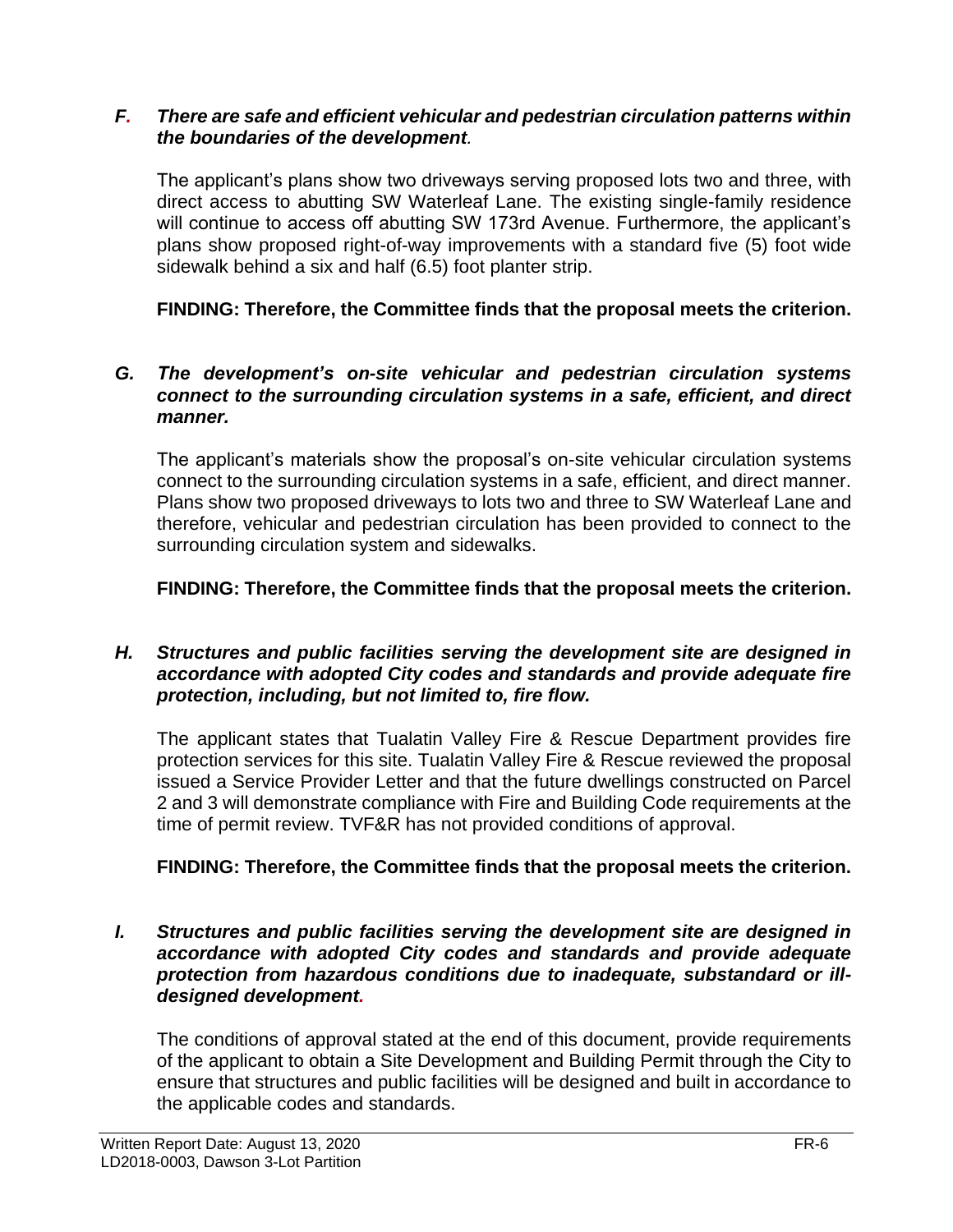***F. There are safe and efficient vehicular and pedestrian circulation patterns within the boundaries of the development.***

The applicant's plans show two driveways serving proposed lots two and three, with direct access to abutting SW Waterleaf Lane. The existing single-family residence will continue to access off abutting SW 173rd Avenue. Furthermore, the applicant's plans show proposed right-of-way improvements with a standard five (5) foot wide sidewalk behind a six and half (6.5) foot planter strip.

**FINDING: Therefore, the Committee finds that the proposal meets the criterion.**

***G. The development's on-site vehicular and pedestrian circulation systems connect to the surrounding circulation systems in a safe, efficient, and direct manner.***

The applicant's materials show the proposal's on-site vehicular circulation systems connect to the surrounding circulation systems in a safe, efficient, and direct manner. Plans show two proposed driveways to lots two and three to SW Waterleaf Lane and therefore, vehicular and pedestrian circulation has been provided to connect to the surrounding circulation system and sidewalks.

**FINDING: Therefore, the Committee finds that the proposal meets the criterion.**

***H. Structures and public facilities serving the development site are designed in accordance with adopted City codes and standards and provide adequate fire protection, including, but not limited to, fire flow.***

The applicant states that Tualatin Valley Fire & Rescue Department provides fire protection services for this site. Tualatin Valley Fire & Rescue reviewed the proposal issued a Service Provider Letter and that the future dwellings constructed on Parcel 2 and 3 will demonstrate compliance with Fire and Building Code requirements at the time of permit review. TVF&R has not provided conditions of approval.

**FINDING: Therefore, the Committee finds that the proposal meets the criterion.**

***I. Structures and public facilities serving the development site are designed in accordance with adopted City codes and standards and provide adequate protection from hazardous conditions due to inadequate, substandard or ill-designed development.***

The conditions of approval stated at the end of this document, provide requirements of the applicant to obtain a Site Development and Building Permit through the City to ensure that structures and public facilities will be designed and built in accordance to the applicable codes and standards.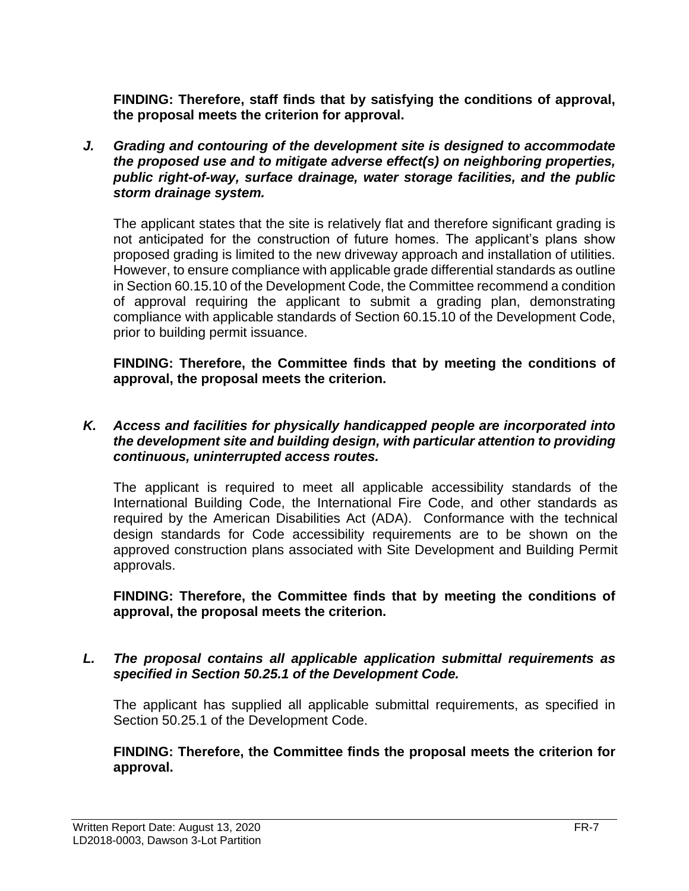**FINDING: Therefore, staff finds that by satisfying the conditions of approval, the proposal meets the criterion for approval.**

***J. Grading and contouring of the development site is designed to accommodate the proposed use and to mitigate adverse effect(s) on neighboring properties, public right-of-way, surface drainage, water storage facilities, and the public storm drainage system.***

The applicant states that the site is relatively flat and therefore significant grading is not anticipated for the construction of future homes. The applicant's plans show proposed grading is limited to the new driveway approach and installation of utilities. However, to ensure compliance with applicable grade differential standards as outline in Section 60.15.10 of the Development Code, the Committee recommend a condition of approval requiring the applicant to submit a grading plan, demonstrating compliance with applicable standards of Section 60.15.10 of the Development Code, prior to building permit issuance.

**FINDING: Therefore, the Committee finds that by meeting the conditions of approval, the proposal meets the criterion.**

***K. Access and facilities for physically handicapped people are incorporated into the development site and building design, with particular attention to providing continuous, uninterrupted access routes.***

The applicant is required to meet all applicable accessibility standards of the International Building Code, the International Fire Code, and other standards as required by the American Disabilities Act (ADA). Conformance with the technical design standards for Code accessibility requirements are to be shown on the approved construction plans associated with Site Development and Building Permit approvals.

**FINDING: Therefore, the Committee finds that by meeting the conditions of approval, the proposal meets the criterion.**

***L. The proposal contains all applicable application submittal requirements as specified in Section 50.25.1 of the Development Code.***

The applicant has supplied all applicable submittal requirements, as specified in Section 50.25.1 of the Development Code.

**FINDING: Therefore, the Committee finds the proposal meets the criterion for approval.**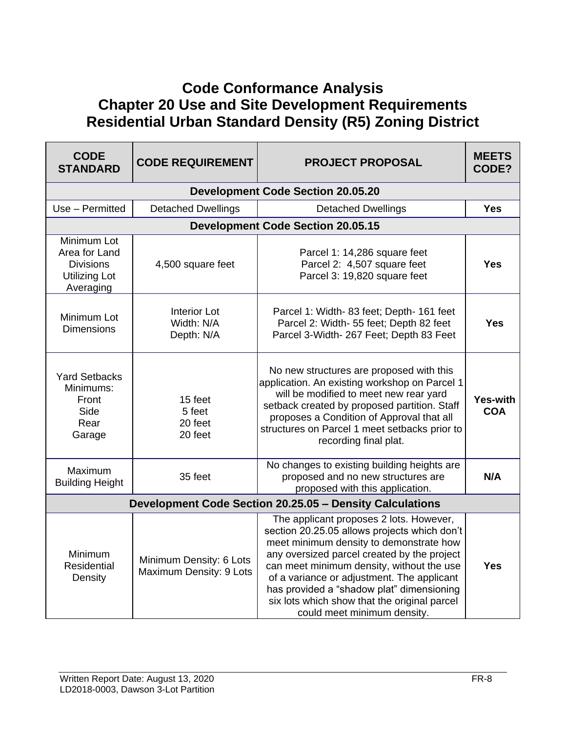# Code Conformance Analysis
## Chapter 20 Use and Site Development Requirements
## Residential Urban Standard Density (R5) Zoning District

| CODE STANDARD | CODE REQUIREMENT | PROJECT PROPOSAL | MEETS CODE? |
|---|---|---|---|
| **Development Code Section 20.05.20** | | | |
| Use – Permitted | Detached Dwellings | Detached Dwellings | **Yes** |
| **Development Code Section 20.05.15** | | | |
| Minimum Lot Area for Land Divisions Utilizing Lot Averaging | 4,500 square feet | Parcel 1: 14,286 square feet<br>Parcel 2: 4,507 square feet<br>Parcel 3: 19,820 square feet | **Yes** |
| Minimum Lot Dimensions | Interior Lot<br>Width: N/A<br>Depth: N/A | Parcel 1: Width- 83 feet; Depth- 161 feet<br>Parcel 2: Width- 55 feet; Depth 82 feet<br>Parcel 3-Width- 267 Feet; Depth 83 Feet | **Yes** |
| Yard Setbacks Minimums:<br>Front<br>Side<br>Rear<br>Garage | 15 feet<br>5 feet<br>20 feet<br>20 feet | No new structures are proposed with this application. An existing workshop on Parcel 1 will be modified to meet new rear yard setback created by proposed partition. Staff proposes a Condition of Approval that all structures on Parcel 1 meet setbacks prior to recording final plat. | **Yes-with COA** |
| Maximum Building Height | 35 feet | No changes to existing building heights are proposed and no new structures are proposed with this application. | **N/A** |
| **Development Code Section 20.25.05 – Density Calculations** | | | |
| Minimum Residential Density | Minimum Density: 6 Lots<br>Maximum Density: 9 Lots | The applicant proposes 2 lots. However, section 20.25.05 allows projects which don't meet minimum density to demonstrate how any oversized parcel created by the project can meet minimum density, without the use of a variance or adjustment. The applicant has provided a "shadow plat" dimensioning six lots which show that the original parcel could meet minimum density. | **Yes** |

Written Report Date: August 13, 2020
LD2018-0003, Dawson 3-Lot Partition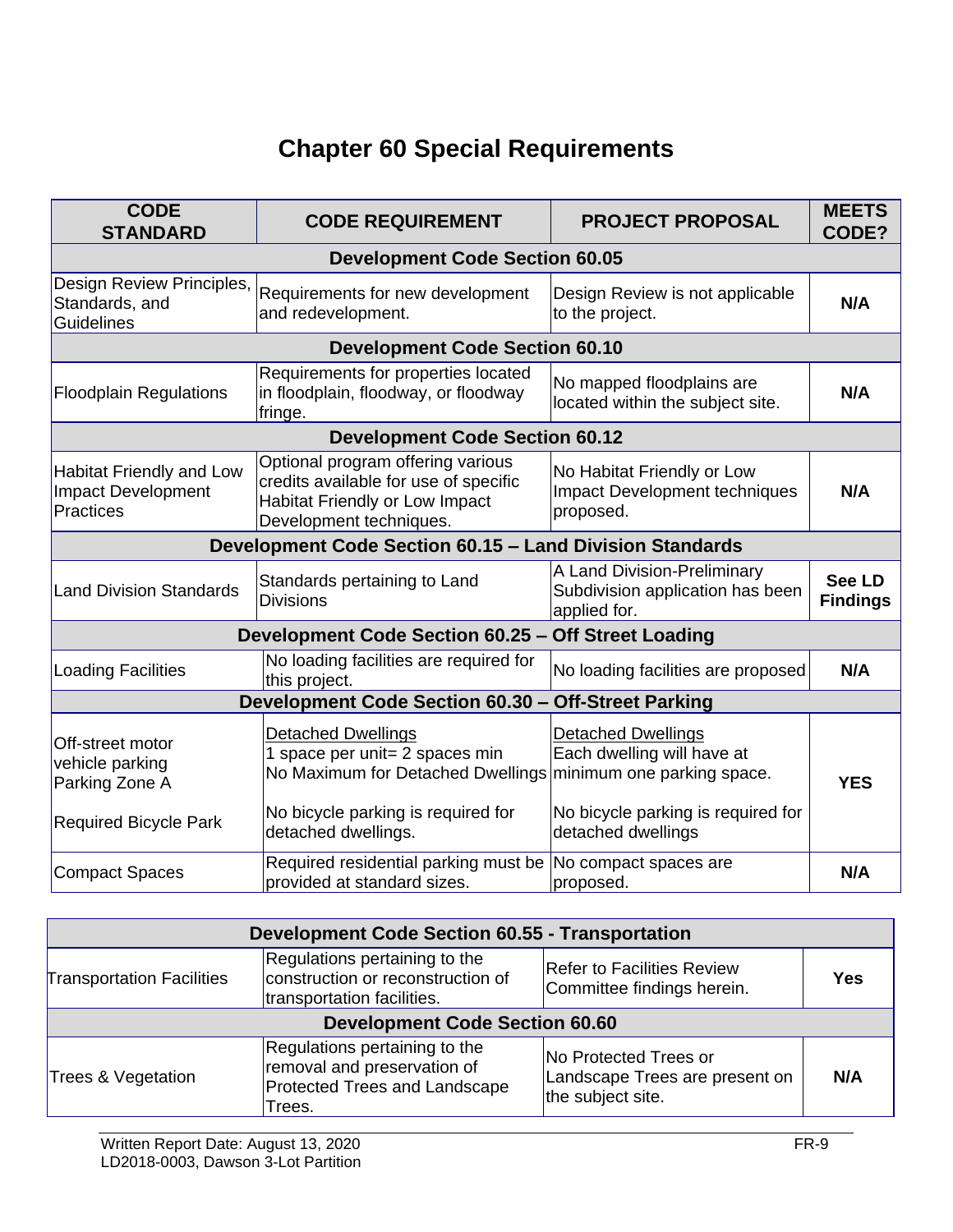# Chapter 60 Special Requirements

| CODE STANDARD | CODE REQUIREMENT | PROJECT PROPOSAL | MEETS CODE? |
|---|---|---|---|
| **Development Code Section 60.05** | | | |
| Design Review Principles, Standards, and Guidelines | Requirements for new development and redevelopment. | Design Review is not applicable to the project. | **N/A** |
| **Development Code Section 60.10** | | | |
| Floodplain Regulations | Requirements for properties located in floodplain, floodway, or floodway fringe. | No mapped floodplains are located within the subject site. | **N/A** |
| **Development Code Section 60.12** | | | |
| Habitat Friendly and Low Impact Development Practices | Optional program offering various credits available for use of specific Habitat Friendly or Low Impact Development techniques. | No Habitat Friendly or Low Impact Development techniques proposed. | **N/A** |
| **Development Code Section 60.15 – Land Division Standards** | | | |
| Land Division Standards | Standards pertaining to Land Divisions | A Land Division-Preliminary Subdivision application has been applied for. | **See LD Findings** |
| **Development Code Section 60.25 – Off Street Loading** | | | |
| Loading Facilities | No loading facilities are required for this project. | No loading facilities are proposed | **N/A** |
| **Development Code Section 60.30 – Off-Street Parking** | | | |
| Off-street motor vehicle parking Parking Zone A<br><br>Required Bicycle Park | <u>Detached Dwellings</u><br>1 space per unit= 2 spaces min<br>No Maximum for Detached Dwellings<br><br>No bicycle parking is required for detached dwellings. | <u>Detached Dwellings</u><br>Each dwelling will have at minimum one parking space.<br><br>No bicycle parking is required for detached dwellings | **YES** |
| Compact Spaces | Required residential parking must be provided at standard sizes. | No compact spaces are proposed. | **N/A** |

| Development Code Section 60.55 - Transportation | | | |
|---|---|---|---|
| Transportation Facilities | Regulations pertaining to the construction or reconstruction of transportation facilities. | Refer to Facilities Review Committee findings herein. | **Yes** |
| **Development Code Section 60.60** | | | |
| Trees & Vegetation | Regulations pertaining to the removal and preservation of Protected Trees and Landscape Trees. | No Protected Trees or Landscape Trees are present on the subject site. | **N/A** |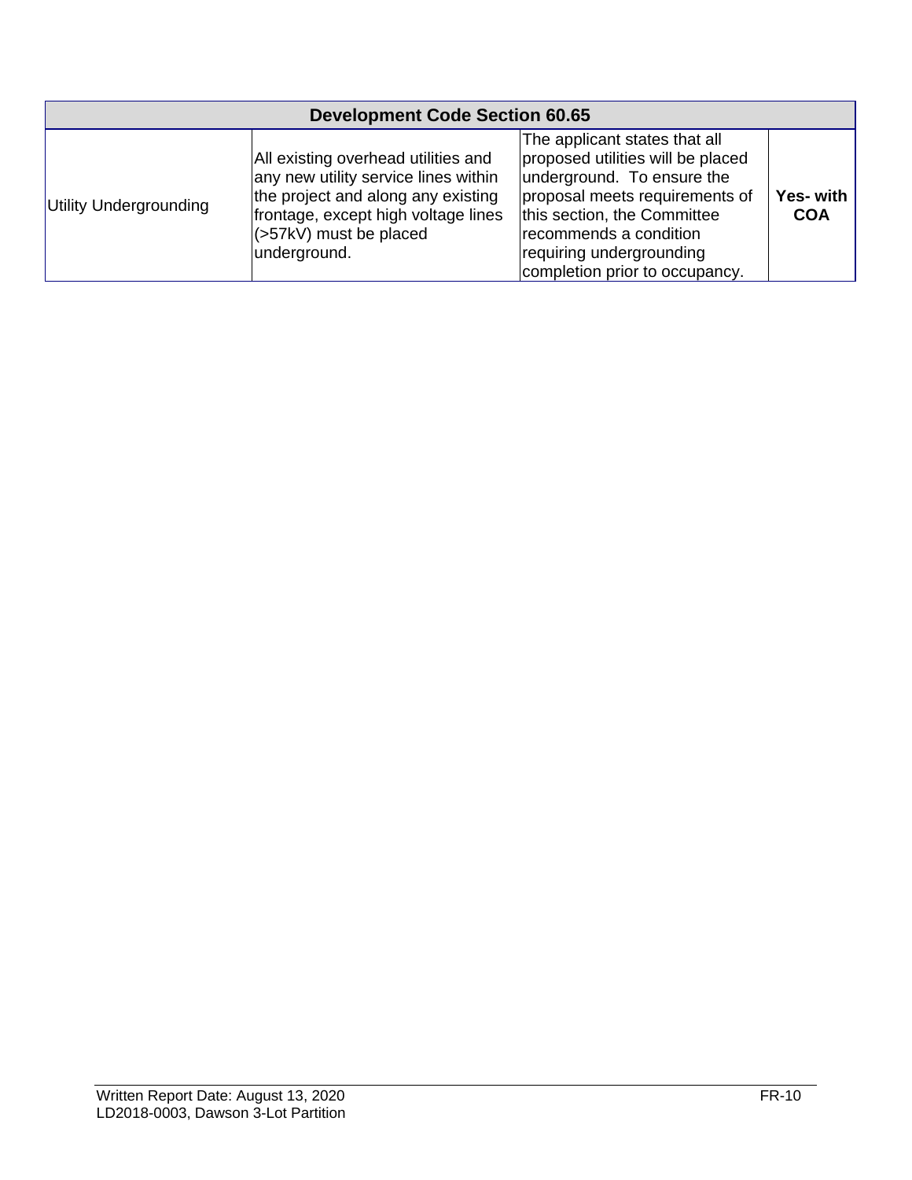| Development Code Section 60.65 | | | |
|---|---|---|---|
| Utility Undergrounding | All existing overhead utilities and any new utility service lines within the project and along any existing frontage, except high voltage lines (>57kV) must be placed underground. | The applicant states that all proposed utilities will be placed underground. To ensure the proposal meets requirements of this section, the Committee recommends a condition requiring undergrounding completion prior to occupancy. | **Yes- with COA** |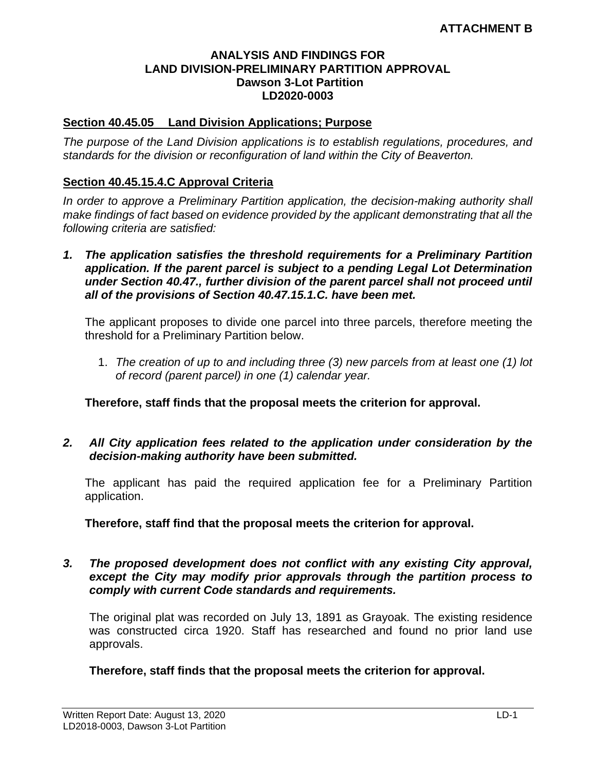**ATTACHMENT B**

**ANALYSIS AND FINDINGS FOR**
**LAND DIVISION-PRELIMINARY PARTITION APPROVAL**
**Dawson 3-Lot Partition**
**LD2020-0003**

**Section 40.45.05 Land Division Applications; Purpose**

*The purpose of the Land Division applications is to establish regulations, procedures, and standards for the division or reconfiguration of land within the City of Beaverton.*

**Section 40.45.15.4.C Approval Criteria**

*In order to approve a Preliminary Partition application, the decision-making authority shall make findings of fact based on evidence provided by the applicant demonstrating that all the following criteria are satisfied:*

***1. The application satisfies the threshold requirements for a Preliminary Partition application. If the parent parcel is subject to a pending Legal Lot Determination under Section 40.47., further division of the parent parcel shall not proceed until all of the provisions of Section 40.47.15.1.C. have been met.***

The applicant proposes to divide one parcel into three parcels, therefore meeting the threshold for a Preliminary Partition below.

1. *The creation of up to and including three (3) new parcels from at least one (1) lot of record (parent parcel) in one (1) calendar year.*

**Therefore, staff finds that the proposal meets the criterion for approval.**

***2. All City application fees related to the application under consideration by the decision-making authority have been submitted.***

The applicant has paid the required application fee for a Preliminary Partition application.

**Therefore, staff find that the proposal meets the criterion for approval.**

***3. The proposed development does not conflict with any existing City approval, except the City may modify prior approvals through the partition process to comply with current Code standards and requirements.***

The original plat was recorded on July 13, 1891 as Grayoak. The existing residence was constructed circa 1920. Staff has researched and found no prior land use approvals.

**Therefore, staff finds that the proposal meets the criterion for approval.**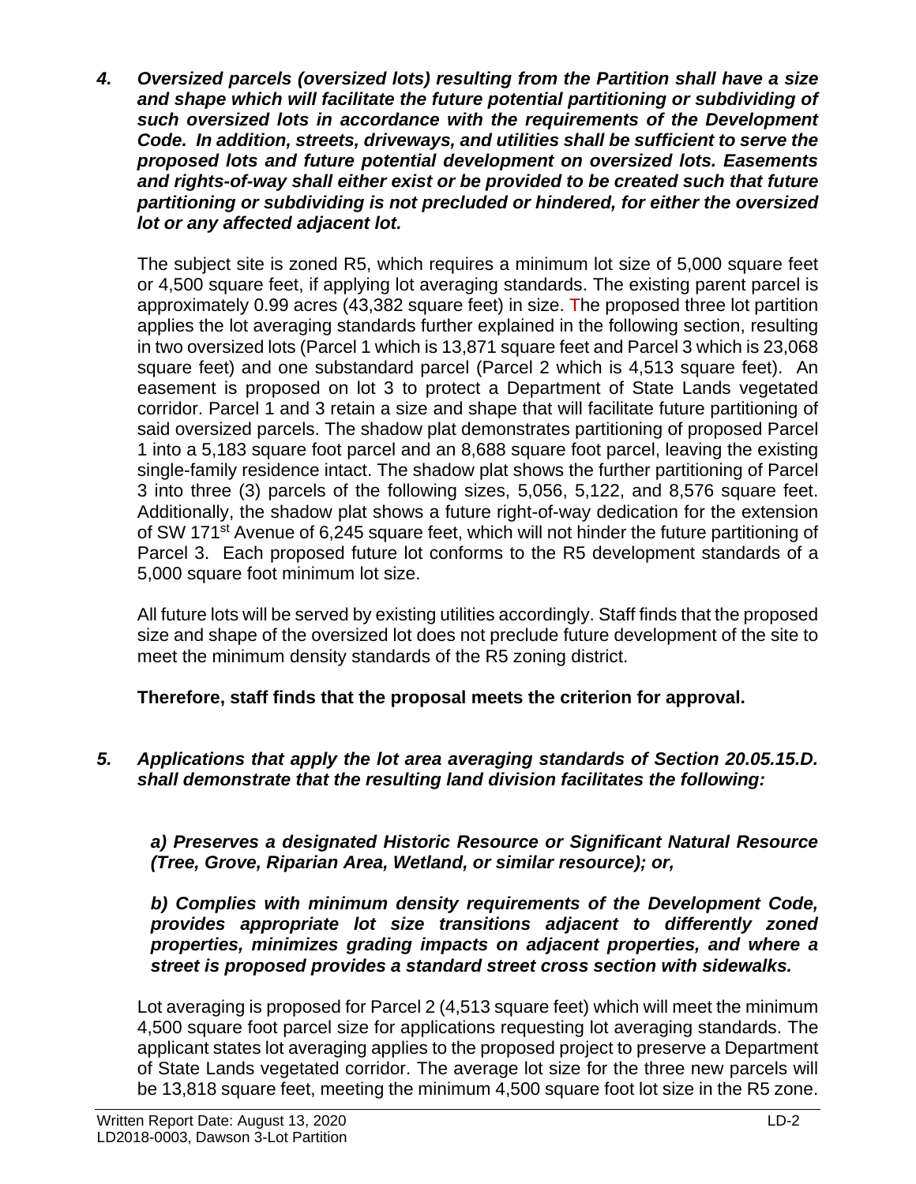***4. Oversized parcels (oversized lots) resulting from the Partition shall have a size and shape which will facilitate the future potential partitioning or subdividing of such oversized lots in accordance with the requirements of the Development Code. In addition, streets, driveways, and utilities shall be sufficient to serve the proposed lots and future potential development on oversized lots. Easements and rights-of-way shall either exist or be provided to be created such that future partitioning or subdividing is not precluded or hindered, for either the oversized lot or any affected adjacent lot.***

The subject site is zoned R5, which requires a minimum lot size of 5,000 square feet or 4,500 square feet, if applying lot averaging standards. The existing parent parcel is approximately 0.99 acres (43,382 square feet) in size. The proposed three lot partition applies the lot averaging standards further explained in the following section, resulting in two oversized lots (Parcel 1 which is 13,871 square feet and Parcel 3 which is 23,068 square feet) and one substandard parcel (Parcel 2 which is 4,513 square feet). An easement is proposed on lot 3 to protect a Department of State Lands vegetated corridor. Parcel 1 and 3 retain a size and shape that will facilitate future partitioning of said oversized parcels. The shadow plat demonstrates partitioning of proposed Parcel 1 into a 5,183 square foot parcel and an 8,688 square foot parcel, leaving the existing single-family residence intact. The shadow plat shows the further partitioning of Parcel 3 into three (3) parcels of the following sizes, 5,056, 5,122, and 8,576 square feet. Additionally, the shadow plat shows a future right-of-way dedication for the extension of SW 171st Avenue of 6,245 square feet, which will not hinder the future partitioning of Parcel 3. Each proposed future lot conforms to the R5 development standards of a 5,000 square foot minimum lot size.

All future lots will be served by existing utilities accordingly. Staff finds that the proposed size and shape of the oversized lot does not preclude future development of the site to meet the minimum density standards of the R5 zoning district.

**Therefore, staff finds that the proposal meets the criterion for approval.**

***5. Applications that apply the lot area averaging standards of Section 20.05.15.D. shall demonstrate that the resulting land division facilitates the following:***

***a) Preserves a designated Historic Resource or Significant Natural Resource (Tree, Grove, Riparian Area, Wetland, or similar resource); or,***

***b) Complies with minimum density requirements of the Development Code, provides appropriate lot size transitions adjacent to differently zoned properties, minimizes grading impacts on adjacent properties, and where a street is proposed provides a standard street cross section with sidewalks.***

Lot averaging is proposed for Parcel 2 (4,513 square feet) which will meet the minimum 4,500 square foot parcel size for applications requesting lot averaging standards. The applicant states lot averaging applies to the proposed project to preserve a Department of State Lands vegetated corridor. The average lot size for the three new parcels will be 13,818 square feet, meeting the minimum 4,500 square foot lot size in the R5 zone.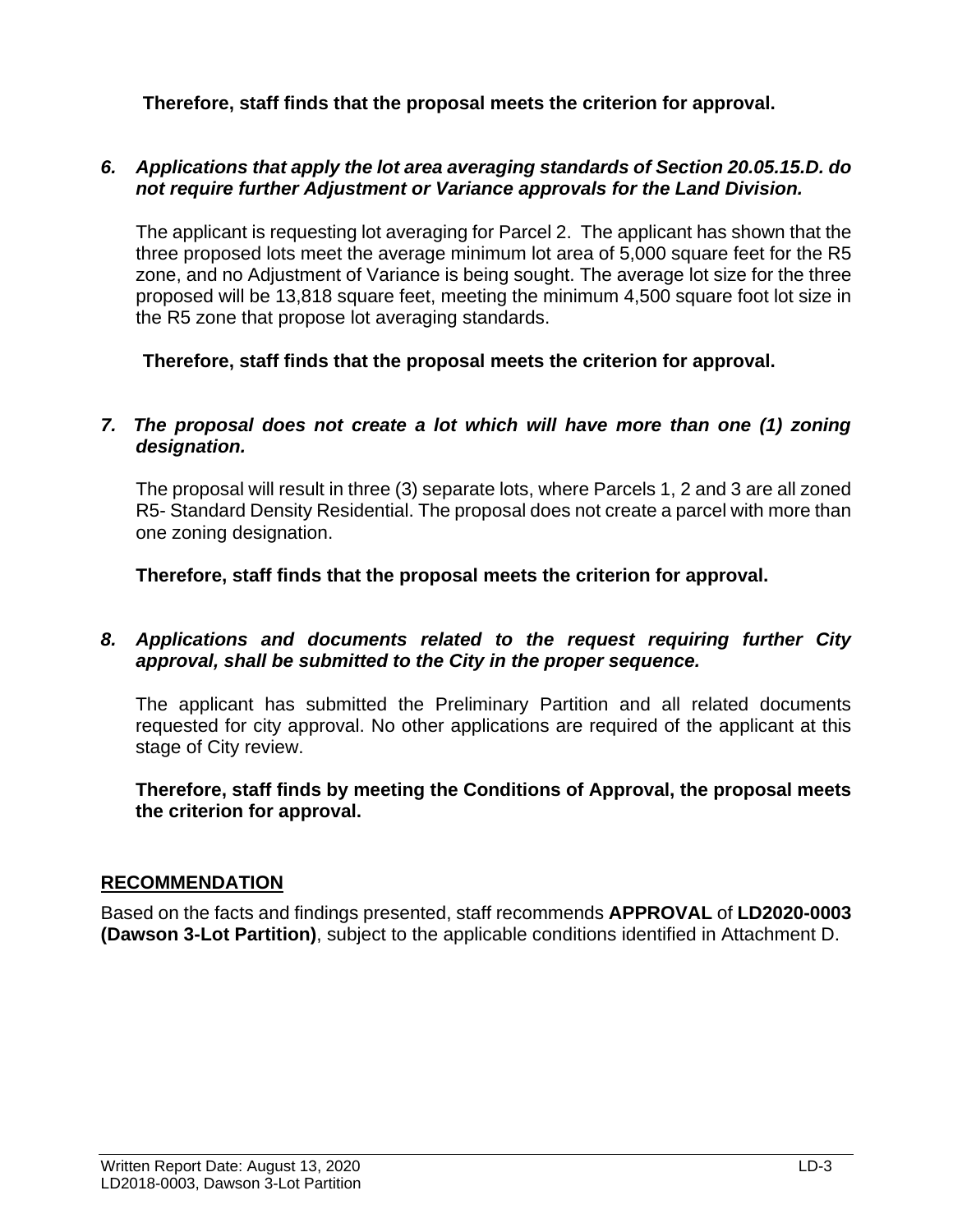**Therefore, staff finds that the proposal meets the criterion for approval.**

6. ***Applications that apply the lot area averaging standards of Section 20.05.15.D. do not require further Adjustment or Variance approvals for the Land Division.***

   The applicant is requesting lot averaging for Parcel 2. The applicant has shown that the three proposed lots meet the average minimum lot area of 5,000 square feet for the R5 zone, and no Adjustment of Variance is being sought. The average lot size for the three proposed will be 13,818 square feet, meeting the minimum 4,500 square foot lot size in the R5 zone that propose lot averaging standards.

   **Therefore, staff finds that the proposal meets the criterion for approval.**

7. ***The proposal does not create a lot which will have more than one (1) zoning designation.***

   The proposal will result in three (3) separate lots, where Parcels 1, 2 and 3 are all zoned R5- Standard Density Residential. The proposal does not create a parcel with more than one zoning designation.

   **Therefore, staff finds that the proposal meets the criterion for approval.**

8. ***Applications and documents related to the request requiring further City approval, shall be submitted to the City in the proper sequence.***

   The applicant has submitted the Preliminary Partition and all related documents requested for city approval. No other applications are required of the applicant at this stage of City review.

   **Therefore, staff finds by meeting the Conditions of Approval, the proposal meets the criterion for approval.**

## RECOMMENDATION

Based on the facts and findings presented, staff recommends **APPROVAL** of **LD2020-0003 (Dawson 3-Lot Partition)**, subject to the applicable conditions identified in Attachment D.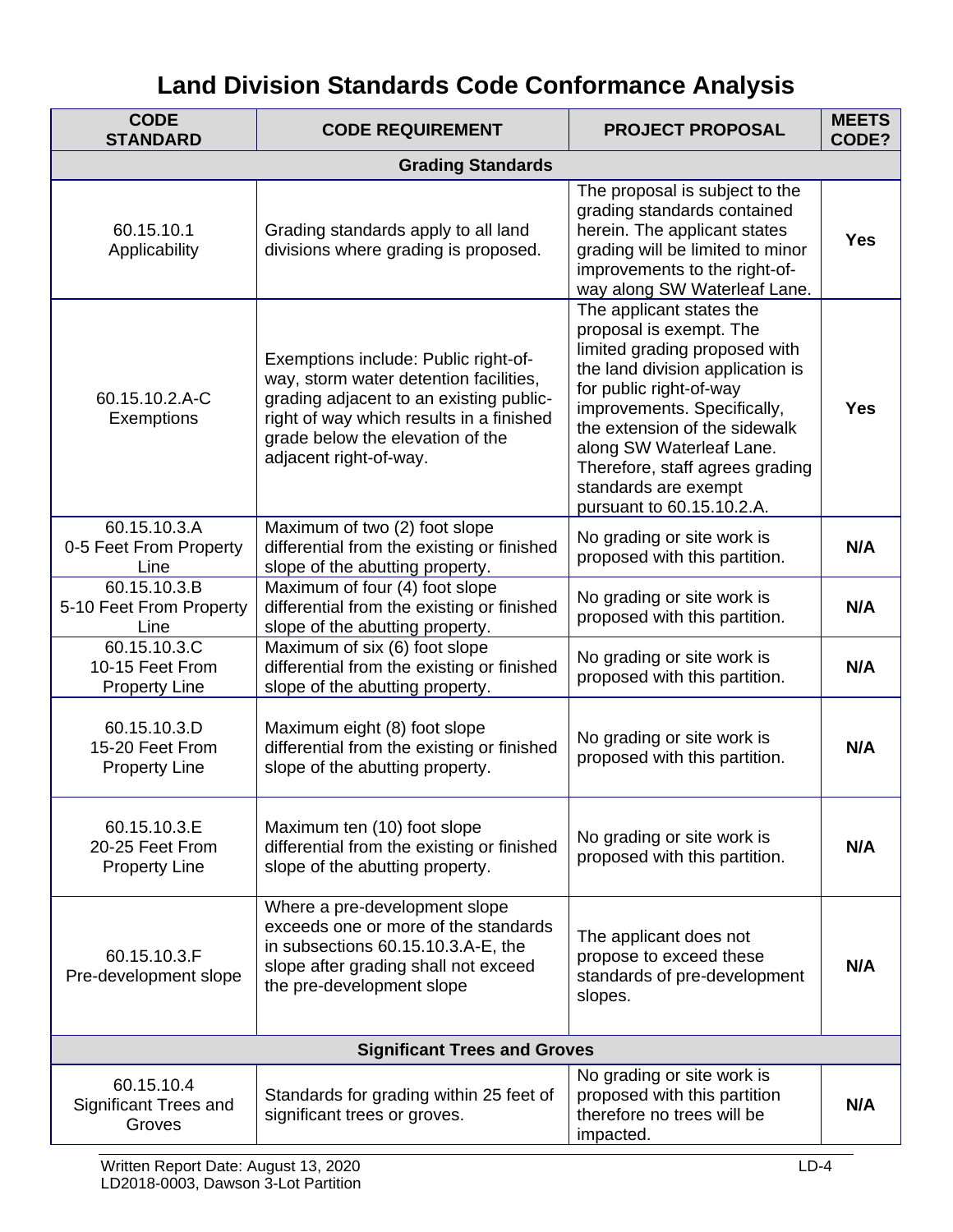# Land Division Standards Code Conformance Analysis

| CODE STANDARD | CODE REQUIREMENT | PROJECT PROPOSAL | MEETS CODE? |
|---|---|---|---|
| **Grading Standards** | | | |
| 60.15.10.1 Applicability | Grading standards apply to all land divisions where grading is proposed. | The proposal is subject to the grading standards contained herein. The applicant states grading will be limited to minor improvements to the right-of-way along SW Waterleaf Lane. | **Yes** |
| 60.15.10.2.A-C Exemptions | Exemptions include: Public right-of-way, storm water detention facilities, grading adjacent to an existing public-right of way which results in a finished grade below the elevation of the adjacent right-of-way. | The applicant states the proposal is exempt. The limited grading proposed with the land division application is for public right-of-way improvements. Specifically, the extension of the sidewalk along SW Waterleaf Lane. Therefore, staff agrees grading standards are exempt pursuant to 60.15.10.2.A. | **Yes** |
| 60.15.10.3.A 0-5 Feet From Property Line | Maximum of two (2) foot slope differential from the existing or finished slope of the abutting property. | No grading or site work is proposed with this partition. | **N/A** |
| 60.15.10.3.B 5-10 Feet From Property Line | Maximum of four (4) foot slope differential from the existing or finished slope of the abutting property. | No grading or site work is proposed with this partition. | **N/A** |
| 60.15.10.3.C 10-15 Feet From Property Line | Maximum of six (6) foot slope differential from the existing or finished slope of the abutting property. | No grading or site work is proposed with this partition. | **N/A** |
| 60.15.10.3.D 15-20 Feet From Property Line | Maximum eight (8) foot slope differential from the existing or finished slope of the abutting property. | No grading or site work is proposed with this partition. | **N/A** |
| 60.15.10.3.E 20-25 Feet From Property Line | Maximum ten (10) foot slope differential from the existing or finished slope of the abutting property. | No grading or site work is proposed with this partition. | **N/A** |
| 60.15.10.3.F Pre-development slope | Where a pre-development slope exceeds one or more of the standards in subsections 60.15.10.3.A-E, the slope after grading shall not exceed the pre-development slope | The applicant does not propose to exceed these standards of pre-development slopes. | **N/A** |
| **Significant Trees and Groves** | | | |
| 60.15.10.4 Significant Trees and Groves | Standards for grading within 25 feet of significant trees or groves. | No grading or site work is proposed with this partition therefore no trees will be impacted. | **N/A** |

Written Report Date: August 13, 2020
LD2018-0003, Dawson 3-Lot Partition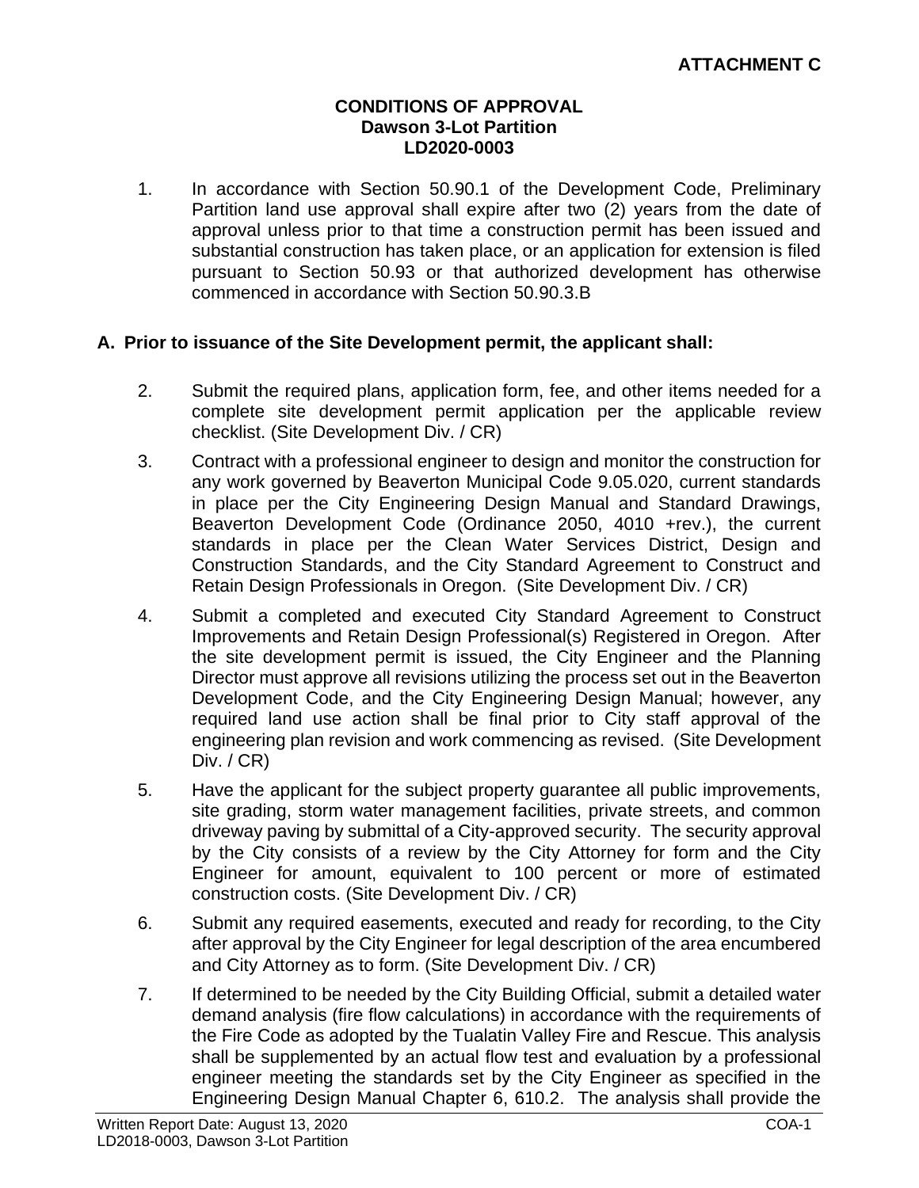**ATTACHMENT C**

**CONDITIONS OF APPROVAL**
**Dawson 3-Lot Partition**
**LD2020-0003**

1. In accordance with Section 50.90.1 of the Development Code, Preliminary Partition land use approval shall expire after two (2) years from the date of approval unless prior to that time a construction permit has been issued and substantial construction has taken place, or an application for extension is filed pursuant to Section 50.93 or that authorized development has otherwise commenced in accordance with Section 50.90.3.B

**A. Prior to issuance of the Site Development permit, the applicant shall:**

2. Submit the required plans, application form, fee, and other items needed for a complete site development permit application per the applicable review checklist. (Site Development Div. / CR)

3. Contract with a professional engineer to design and monitor the construction for any work governed by Beaverton Municipal Code 9.05.020, current standards in place per the City Engineering Design Manual and Standard Drawings, Beaverton Development Code (Ordinance 2050, 4010 +rev.), the current standards in place per the Clean Water Services District, Design and Construction Standards, and the City Standard Agreement to Construct and Retain Design Professionals in Oregon. (Site Development Div. / CR)

4. Submit a completed and executed City Standard Agreement to Construct Improvements and Retain Design Professional(s) Registered in Oregon. After the site development permit is issued, the City Engineer and the Planning Director must approve all revisions utilizing the process set out in the Beaverton Development Code, and the City Engineering Design Manual; however, any required land use action shall be final prior to City staff approval of the engineering plan revision and work commencing as revised. (Site Development Div. / CR)

5. Have the applicant for the subject property guarantee all public improvements, site grading, storm water management facilities, private streets, and common driveway paving by submittal of a City-approved security. The security approval by the City consists of a review by the City Attorney for form and the City Engineer for amount, equivalent to 100 percent or more of estimated construction costs. (Site Development Div. / CR)

6. Submit any required easements, executed and ready for recording, to the City after approval by the City Engineer for legal description of the area encumbered and City Attorney as to form. (Site Development Div. / CR)

7. If determined to be needed by the City Building Official, submit a detailed water demand analysis (fire flow calculations) in accordance with the requirements of the Fire Code as adopted by the Tualatin Valley Fire and Rescue. This analysis shall be supplemented by an actual flow test and evaluation by a professional engineer meeting the standards set by the City Engineer as specified in the Engineering Design Manual Chapter 6, 610.2. The analysis shall provide the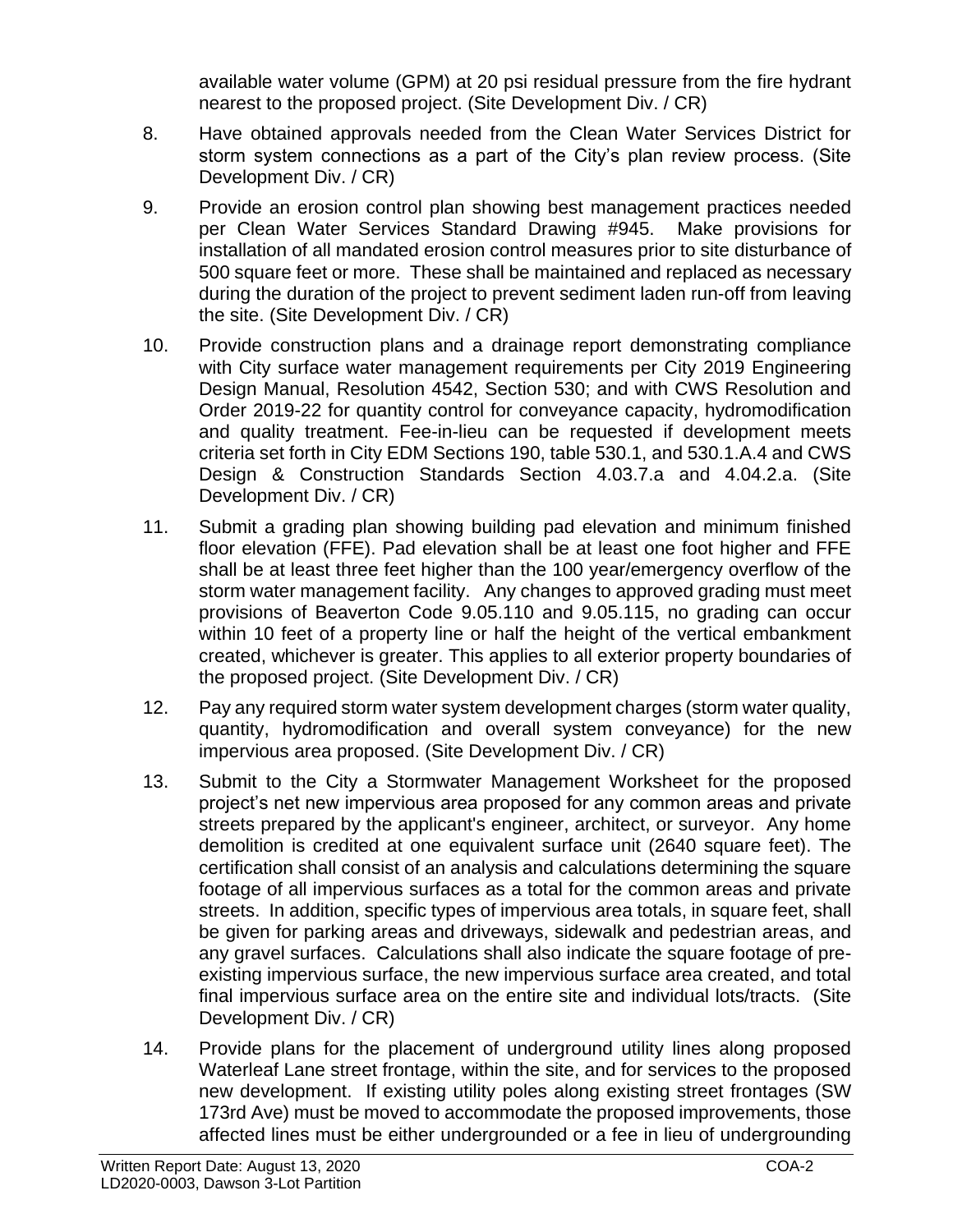available water volume (GPM) at 20 psi residual pressure from the fire hydrant nearest to the proposed project. (Site Development Div. / CR)

8. Have obtained approvals needed from the Clean Water Services District for storm system connections as a part of the City's plan review process. (Site Development Div. / CR)

9. Provide an erosion control plan showing best management practices needed per Clean Water Services Standard Drawing #945. Make provisions for installation of all mandated erosion control measures prior to site disturbance of 500 square feet or more. These shall be maintained and replaced as necessary during the duration of the project to prevent sediment laden run-off from leaving the site. (Site Development Div. / CR)

10. Provide construction plans and a drainage report demonstrating compliance with City surface water management requirements per City 2019 Engineering Design Manual, Resolution 4542, Section 530; and with CWS Resolution and Order 2019-22 for quantity control for conveyance capacity, hydromodification and quality treatment. Fee-in-lieu can be requested if development meets criteria set forth in City EDM Sections 190, table 530.1, and 530.1.A.4 and CWS Design & Construction Standards Section 4.03.7.a and 4.04.2.a. (Site Development Div. / CR)

11. Submit a grading plan showing building pad elevation and minimum finished floor elevation (FFE). Pad elevation shall be at least one foot higher and FFE shall be at least three feet higher than the 100 year/emergency overflow of the storm water management facility. Any changes to approved grading must meet provisions of Beaverton Code 9.05.110 and 9.05.115, no grading can occur within 10 feet of a property line or half the height of the vertical embankment created, whichever is greater. This applies to all exterior property boundaries of the proposed project. (Site Development Div. / CR)

12. Pay any required storm water system development charges (storm water quality, quantity, hydromodification and overall system conveyance) for the new impervious area proposed. (Site Development Div. / CR)

13. Submit to the City a Stormwater Management Worksheet for the proposed project's net new impervious area proposed for any common areas and private streets prepared by the applicant's engineer, architect, or surveyor. Any home demolition is credited at one equivalent surface unit (2640 square feet). The certification shall consist of an analysis and calculations determining the square footage of all impervious surfaces as a total for the common areas and private streets. In addition, specific types of impervious area totals, in square feet, shall be given for parking areas and driveways, sidewalk and pedestrian areas, and any gravel surfaces. Calculations shall also indicate the square footage of pre-existing impervious surface, the new impervious surface area created, and total final impervious surface area on the entire site and individual lots/tracts. (Site Development Div. / CR)

14. Provide plans for the placement of underground utility lines along proposed Waterleaf Lane street frontage, within the site, and for services to the proposed new development. If existing utility poles along existing street frontages (SW 173rd Ave) must be moved to accommodate the proposed improvements, those affected lines must be either undergrounded or a fee in lieu of undergrounding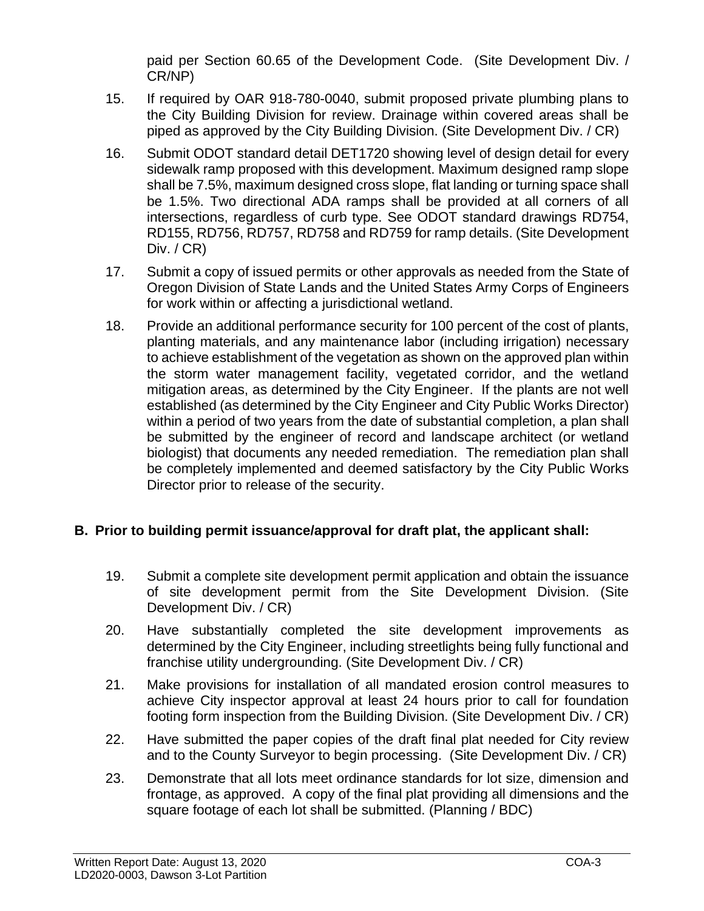paid per Section 60.65 of the Development Code. (Site Development Div. / CR/NP)

15. If required by OAR 918-780-0040, submit proposed private plumbing plans to the City Building Division for review. Drainage within covered areas shall be piped as approved by the City Building Division. (Site Development Div. / CR)

16. Submit ODOT standard detail DET1720 showing level of design detail for every sidewalk ramp proposed with this development. Maximum designed ramp slope shall be 7.5%, maximum designed cross slope, flat landing or turning space shall be 1.5%. Two directional ADA ramps shall be provided at all corners of all intersections, regardless of curb type. See ODOT standard drawings RD754, RD155, RD756, RD757, RD758 and RD759 for ramp details. (Site Development Div. / CR)

17. Submit a copy of issued permits or other approvals as needed from the State of Oregon Division of State Lands and the United States Army Corps of Engineers for work within or affecting a jurisdictional wetland.

18. Provide an additional performance security for 100 percent of the cost of plants, planting materials, and any maintenance labor (including irrigation) necessary to achieve establishment of the vegetation as shown on the approved plan within the storm water management facility, vegetated corridor, and the wetland mitigation areas, as determined by the City Engineer. If the plants are not well established (as determined by the City Engineer and City Public Works Director) within a period of two years from the date of substantial completion, a plan shall be submitted by the engineer of record and landscape architect (or wetland biologist) that documents any needed remediation. The remediation plan shall be completely implemented and deemed satisfactory by the City Public Works Director prior to release of the security.

**B. Prior to building permit issuance/approval for draft plat, the applicant shall:**

19. Submit a complete site development permit application and obtain the issuance of site development permit from the Site Development Division. (Site Development Div. / CR)

20. Have substantially completed the site development improvements as determined by the City Engineer, including streetlights being fully functional and franchise utility undergrounding. (Site Development Div. / CR)

21. Make provisions for installation of all mandated erosion control measures to achieve City inspector approval at least 24 hours prior to call for foundation footing form inspection from the Building Division. (Site Development Div. / CR)

22. Have submitted the paper copies of the draft final plat needed for City review and to the County Surveyor to begin processing. (Site Development Div. / CR)

23. Demonstrate that all lots meet ordinance standards for lot size, dimension and frontage, as approved. A copy of the final plat providing all dimensions and the square footage of each lot shall be submitted. (Planning / BDC)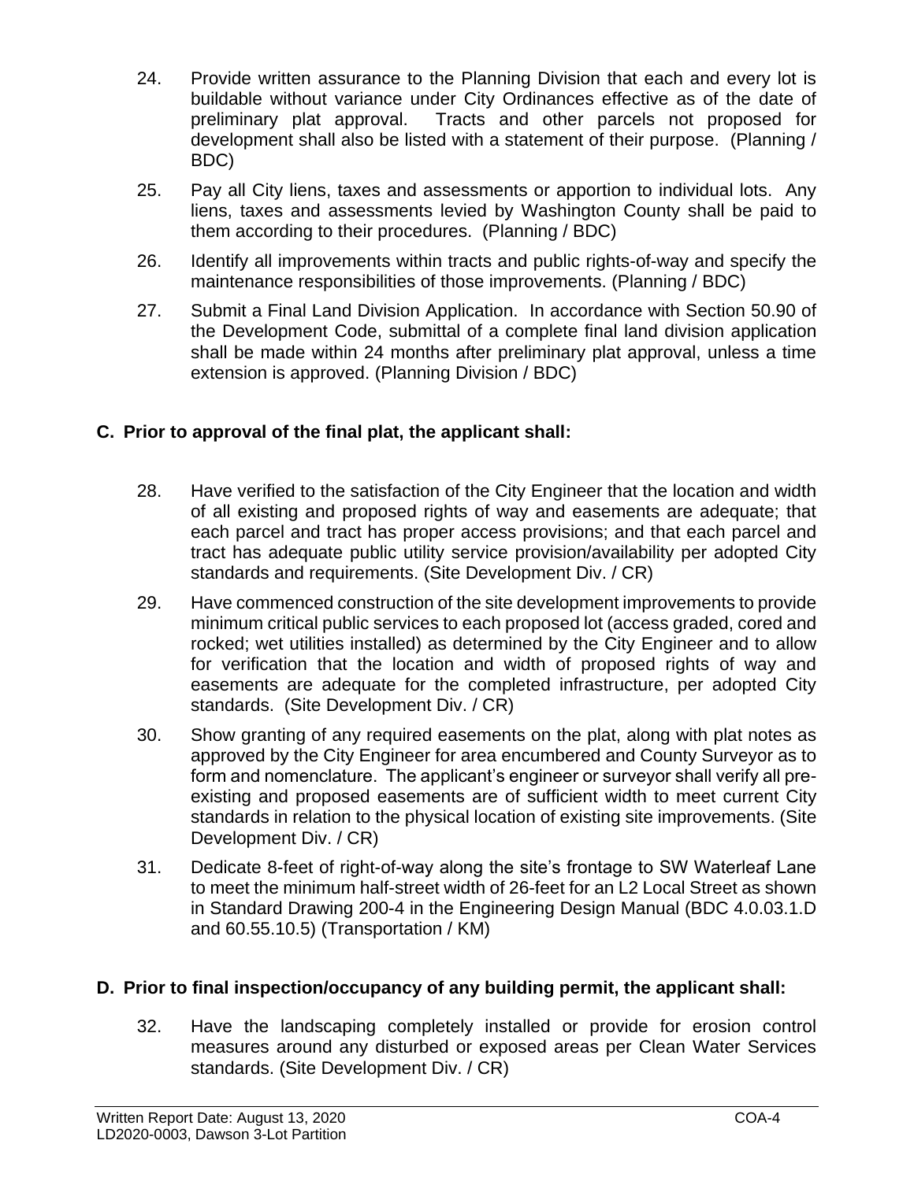24. Provide written assurance to the Planning Division that each and every lot is buildable without variance under City Ordinances effective as of the date of preliminary plat approval. Tracts and other parcels not proposed for development shall also be listed with a statement of their purpose. (Planning / BDC)

25. Pay all City liens, taxes and assessments or apportion to individual lots. Any liens, taxes and assessments levied by Washington County shall be paid to them according to their procedures. (Planning / BDC)

26. Identify all improvements within tracts and public rights-of-way and specify the maintenance responsibilities of those improvements. (Planning / BDC)

27. Submit a Final Land Division Application. In accordance with Section 50.90 of the Development Code, submittal of a complete final land division application shall be made within 24 months after preliminary plat approval, unless a time extension is approved. (Planning Division / BDC)

## C. Prior to approval of the final plat, the applicant shall:

28. Have verified to the satisfaction of the City Engineer that the location and width of all existing and proposed rights of way and easements are adequate; that each parcel and tract has proper access provisions; and that each parcel and tract has adequate public utility service provision/availability per adopted City standards and requirements. (Site Development Div. / CR)

29. Have commenced construction of the site development improvements to provide minimum critical public services to each proposed lot (access graded, cored and rocked; wet utilities installed) as determined by the City Engineer and to allow for verification that the location and width of proposed rights of way and easements are adequate for the completed infrastructure, per adopted City standards. (Site Development Div. / CR)

30. Show granting of any required easements on the plat, along with plat notes as approved by the City Engineer for area encumbered and County Surveyor as to form and nomenclature. The applicant's engineer or surveyor shall verify all pre-existing and proposed easements are of sufficient width to meet current City standards in relation to the physical location of existing site improvements. (Site Development Div. / CR)

31. Dedicate 8-feet of right-of-way along the site's frontage to SW Waterleaf Lane to meet the minimum half-street width of 26-feet for an L2 Local Street as shown in Standard Drawing 200-4 in the Engineering Design Manual (BDC 4.0.03.1.D and 60.55.10.5) (Transportation / KM)

## D. Prior to final inspection/occupancy of any building permit, the applicant shall:

32. Have the landscaping completely installed or provide for erosion control measures around any disturbed or exposed areas per Clean Water Services standards. (Site Development Div. / CR)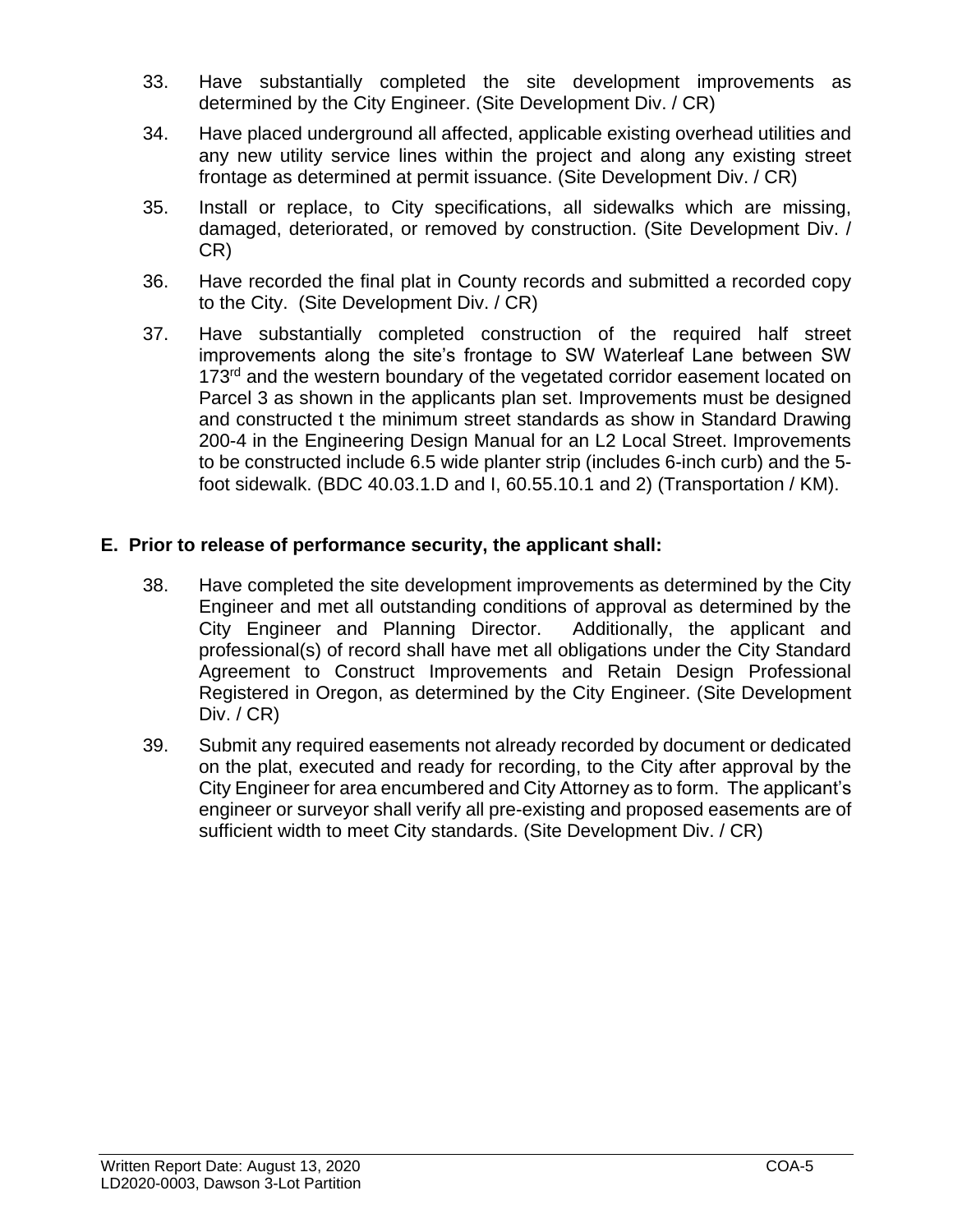33. Have substantially completed the site development improvements as determined by the City Engineer. (Site Development Div. / CR)

34. Have placed underground all affected, applicable existing overhead utilities and any new utility service lines within the project and along any existing street frontage as determined at permit issuance. (Site Development Div. / CR)

35. Install or replace, to City specifications, all sidewalks which are missing, damaged, deteriorated, or removed by construction. (Site Development Div. / CR)

36. Have recorded the final plat in County records and submitted a recorded copy to the City. (Site Development Div. / CR)

37. Have substantially completed construction of the required half street improvements along the site's frontage to SW Waterleaf Lane between SW 173rd and the western boundary of the vegetated corridor easement located on Parcel 3 as shown in the applicants plan set. Improvements must be designed and constructed t the minimum street standards as show in Standard Drawing 200-4 in the Engineering Design Manual for an L2 Local Street. Improvements to be constructed include 6.5 wide planter strip (includes 6-inch curb) and the 5-foot sidewalk. (BDC 40.03.1.D and I, 60.55.10.1 and 2) (Transportation / KM).

## E. Prior to release of performance security, the applicant shall:

38. Have completed the site development improvements as determined by the City Engineer and met all outstanding conditions of approval as determined by the City Engineer and Planning Director. Additionally, the applicant and professional(s) of record shall have met all obligations under the City Standard Agreement to Construct Improvements and Retain Design Professional Registered in Oregon, as determined by the City Engineer. (Site Development Div. / CR)

39. Submit any required easements not already recorded by document or dedicated on the plat, executed and ready for recording, to the City after approval by the City Engineer for area encumbered and City Attorney as to form. The applicant's engineer or surveyor shall verify all pre-existing and proposed easements are of sufficient width to meet City standards. (Site Development Div. / CR)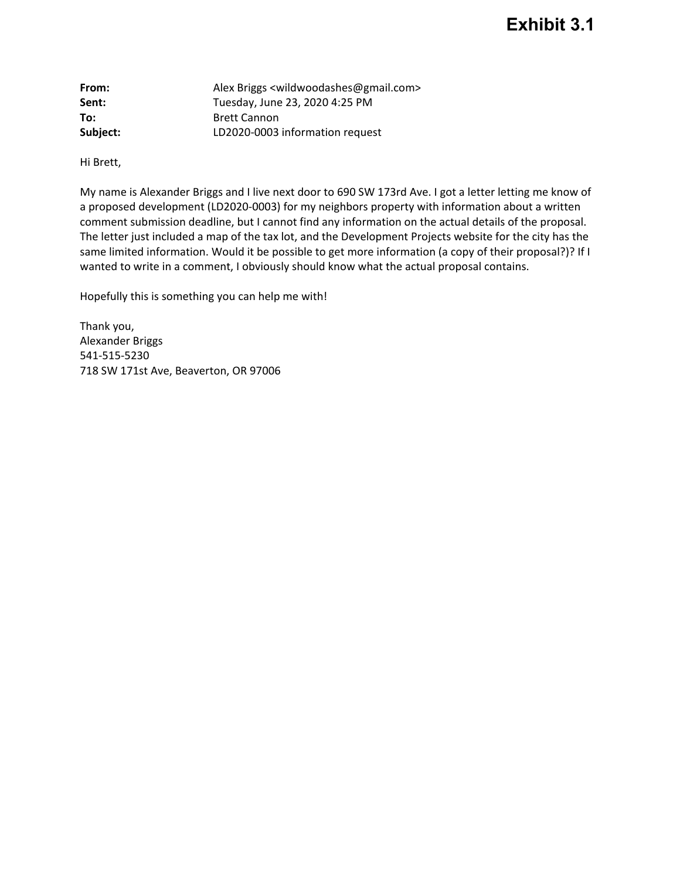# Exhibit 3.1

| | |
|---|---|
| **From:** | Alex Briggs <wildwoodashes@gmail.com> |
| **Sent:** | Tuesday, June 23, 2020 4:25 PM |
| **To:** | Brett Cannon |
| **Subject:** | LD2020-0003 information request |

Hi Brett,

My name is Alexander Briggs and I live next door to 690 SW 173rd Ave. I got a letter letting me know of a proposed development (LD2020-0003) for my neighbors property with information about a written comment submission deadline, but I cannot find any information on the actual details of the proposal. The letter just included a map of the tax lot, and the Development Projects website for the city has the same limited information. Would it be possible to get more information (a copy of their proposal?)? If I wanted to write in a comment, I obviously should know what the actual proposal contains.

Hopefully this is something you can help me with!

Thank you,
Alexander Briggs
541-515-5230
718 SW 171st Ave, Beaverton, OR 97006